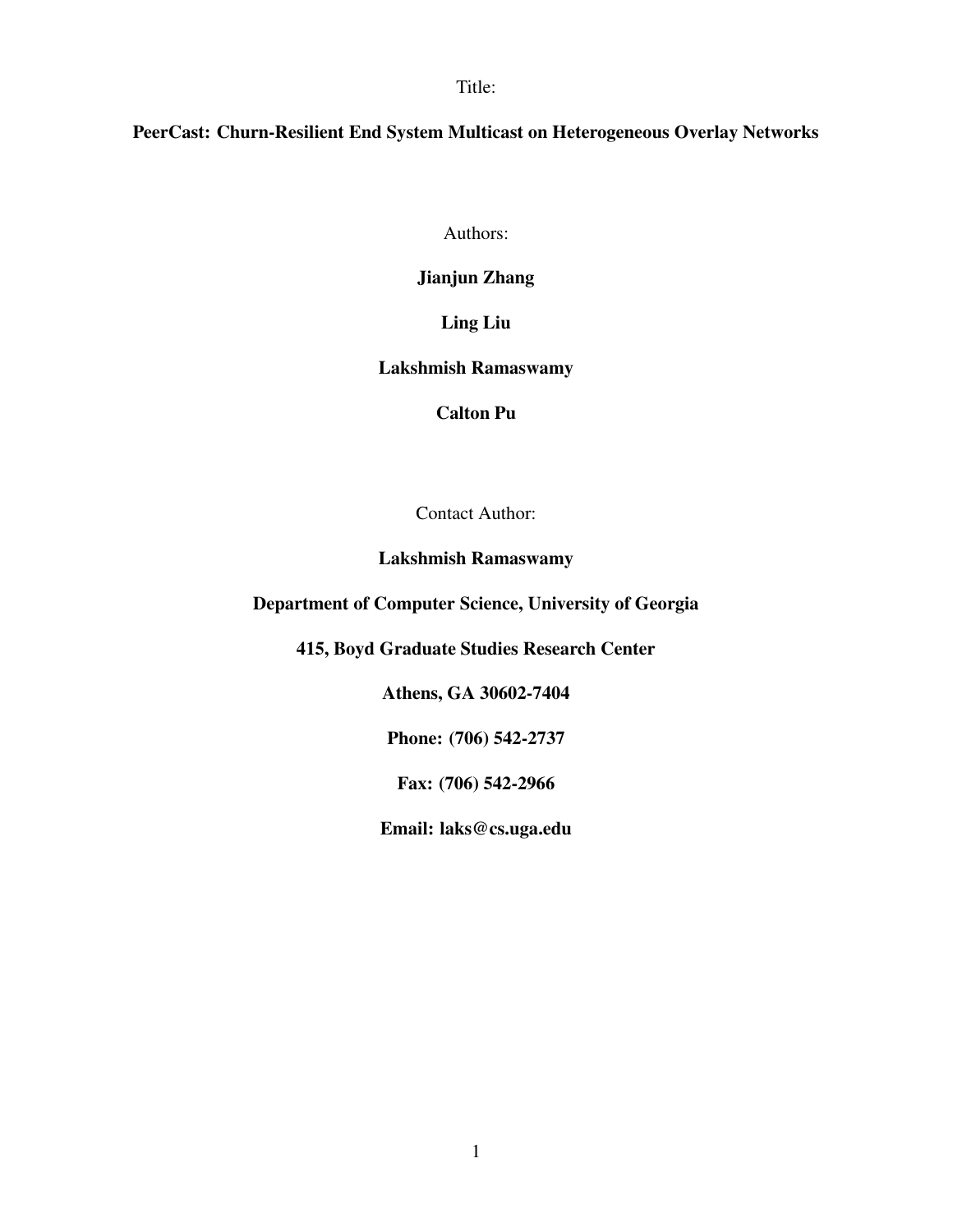Title:

**PeerCast: Churn-Resilient End System Multicast on Heterogeneous Overlay Networks**

Authors:

**Jianjun Zhang**

**Ling Liu**

**Lakshmish Ramaswamy**

**Calton Pu**

Contact Author:

**Lakshmish Ramaswamy**

**Department of Computer Science, University of Georgia**

**415, Boyd Graduate Studies Research Center**

**Athens, GA 30602-7404**

**Phone: (706) 542-2737**

**Fax: (706) 542-2966**

**Email: laks@cs.uga.edu**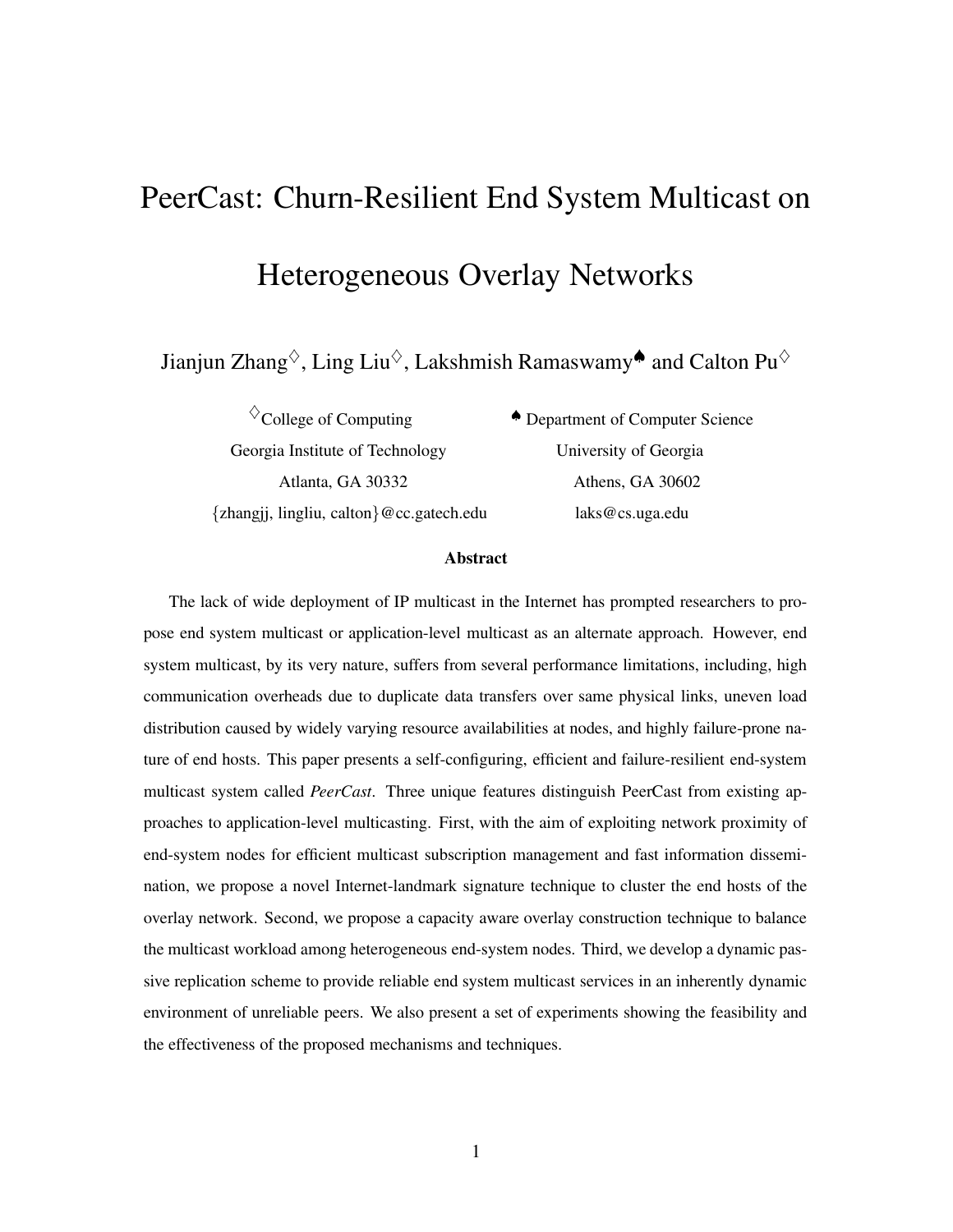# PeerCast: Churn-Resilient End System Multicast on Heterogeneous Overlay Networks

Jianjun Zhang[◇], Ling Liu[◇], Lakshmish Ramaswamy[♠] and Calton Pu[◇]

[◇]College of Computing
Georgia Institute of Technology
Atlanta, GA 30332
{zhangjj, lingliu, calton}@cc.gatech.edu

[♠] Department of Computer Science
University of Georgia
Athens, GA 30602
laks@cs.uga.edu

### Abstract

The lack of wide deployment of IP multicast in the Internet has prompted researchers to propose end system multicast or application-level multicast as an alternate approach. However, end system multicast, by its very nature, suffers from several performance limitations, including, high communication overheads due to duplicate data transfers over same physical links, uneven load distribution caused by widely varying resource availabilities at nodes, and highly failure-prone nature of end hosts. This paper presents a self-configuring, efficient and failure-resilient end-system multicast system called *PeerCast*. Three unique features distinguish PeerCast from existing approaches to application-level multicasting. First, with the aim of exploiting network proximity of end-system nodes for efficient multicast subscription management and fast information dissemination, we propose a novel Internet-landmark signature technique to cluster the end hosts of the overlay network. Second, we propose a capacity aware overlay construction technique to balance the multicast workload among heterogeneous end-system nodes. Third, we develop a dynamic passive replication scheme to provide reliable end system multicast services in an inherently dynamic environment of unreliable peers. We also present a set of experiments showing the feasibility and the effectiveness of the proposed mechanisms and techniques.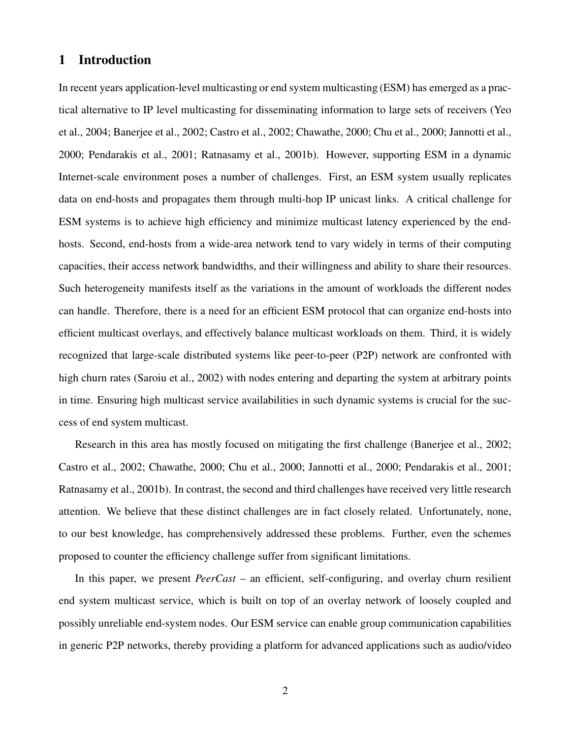## 1 Introduction

In recent years application-level multicasting or end system multicasting (ESM) has emerged as a practical alternative to IP level multicasting for disseminating information to large sets of receivers (Yeo et al., 2004; Banerjee et al., 2002; Castro et al., 2002; Chawathe, 2000; Chu et al., 2000; Jannotti et al., 2000; Pendarakis et al., 2001; Ratnasamy et al., 2001b). However, supporting ESM in a dynamic Internet-scale environment poses a number of challenges. First, an ESM system usually replicates data on end-hosts and propagates them through multi-hop IP unicast links. A critical challenge for ESM systems is to achieve high efficiency and minimize multicast latency experienced by the end-hosts. Second, end-hosts from a wide-area network tend to vary widely in terms of their computing capacities, their access network bandwidths, and their willingness and ability to share their resources. Such heterogeneity manifests itself as the variations in the amount of workloads the different nodes can handle. Therefore, there is a need for an efficient ESM protocol that can organize end-hosts into efficient multicast overlays, and effectively balance multicast workloads on them. Third, it is widely recognized that large-scale distributed systems like peer-to-peer (P2P) network are confronted with high churn rates (Saroiu et al., 2002) with nodes entering and departing the system at arbitrary points in time. Ensuring high multicast service availabilities in such dynamic systems is crucial for the success of end system multicast.

Research in this area has mostly focused on mitigating the first challenge (Banerjee et al., 2002; Castro et al., 2002; Chawathe, 2000; Chu et al., 2000; Jannotti et al., 2000; Pendarakis et al., 2001; Ratnasamy et al., 2001b). In contrast, the second and third challenges have received very little research attention. We believe that these distinct challenges are in fact closely related. Unfortunately, none, to our best knowledge, has comprehensively addressed these problems. Further, even the schemes proposed to counter the efficiency challenge suffer from significant limitations.

In this paper, we present *PeerCast* – an efficient, self-configuring, and overlay churn resilient end system multicast service, which is built on top of an overlay network of loosely coupled and possibly unreliable end-system nodes. Our ESM service can enable group communication capabilities in generic P2P networks, thereby providing a platform for advanced applications such as audio/video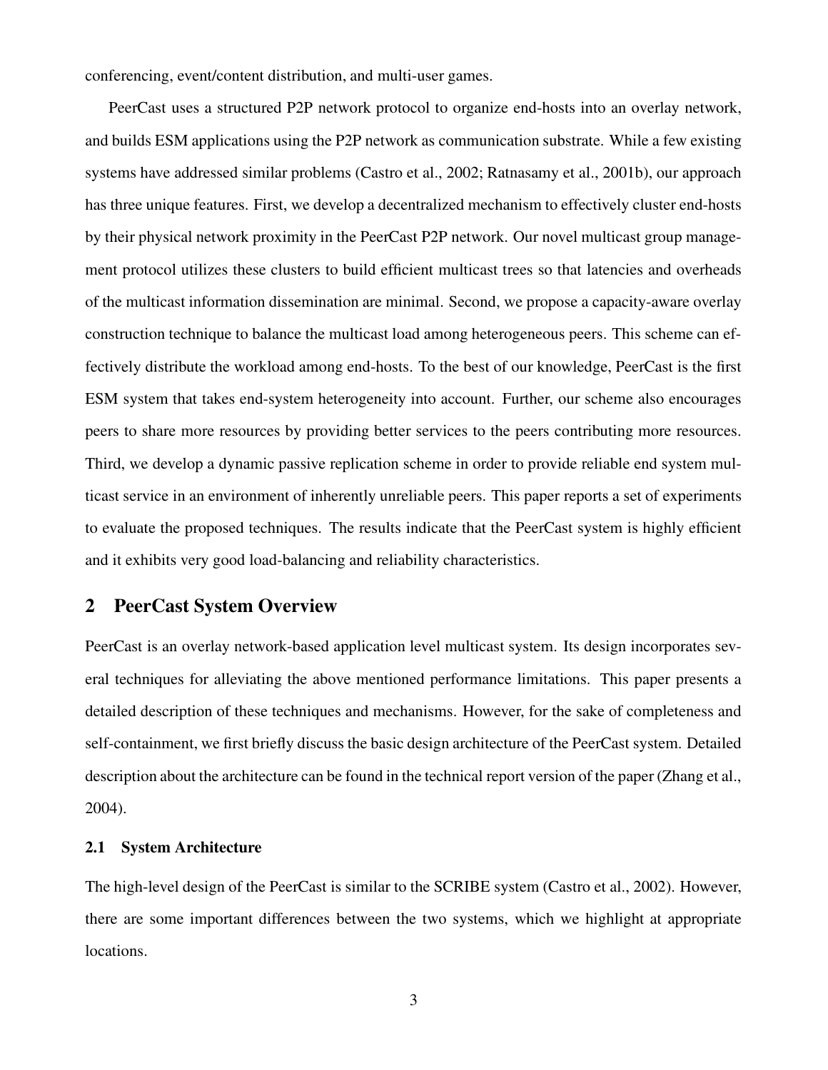conferencing, event/content distribution, and multi-user games.

PeerCast uses a structured P2P network protocol to organize end-hosts into an overlay network, and builds ESM applications using the P2P network as communication substrate. While a few existing systems have addressed similar problems (Castro et al., 2002; Ratnasamy et al., 2001b), our approach has three unique features. First, we develop a decentralized mechanism to effectively cluster end-hosts by their physical network proximity in the PeerCast P2P network. Our novel multicast group management protocol utilizes these clusters to build efficient multicast trees so that latencies and overheads of the multicast information dissemination are minimal. Second, we propose a capacity-aware overlay construction technique to balance the multicast load among heterogeneous peers. This scheme can effectively distribute the workload among end-hosts. To the best of our knowledge, PeerCast is the first ESM system that takes end-system heterogeneity into account. Further, our scheme also encourages peers to share more resources by providing better services to the peers contributing more resources. Third, we develop a dynamic passive replication scheme in order to provide reliable end system multicast service in an environment of inherently unreliable peers. This paper reports a set of experiments to evaluate the proposed techniques. The results indicate that the PeerCast system is highly efficient and it exhibits very good load-balancing and reliability characteristics.

## 2 PeerCast System Overview

PeerCast is an overlay network-based application level multicast system. Its design incorporates several techniques for alleviating the above mentioned performance limitations. This paper presents a detailed description of these techniques and mechanisms. However, for the sake of completeness and self-containment, we first briefly discuss the basic design architecture of the PeerCast system. Detailed description about the architecture can be found in the technical report version of the paper (Zhang et al., 2004).

### 2.1 System Architecture

The high-level design of the PeerCast is similar to the SCRIBE system (Castro et al., 2002). However, there are some important differences between the two systems, which we highlight at appropriate locations.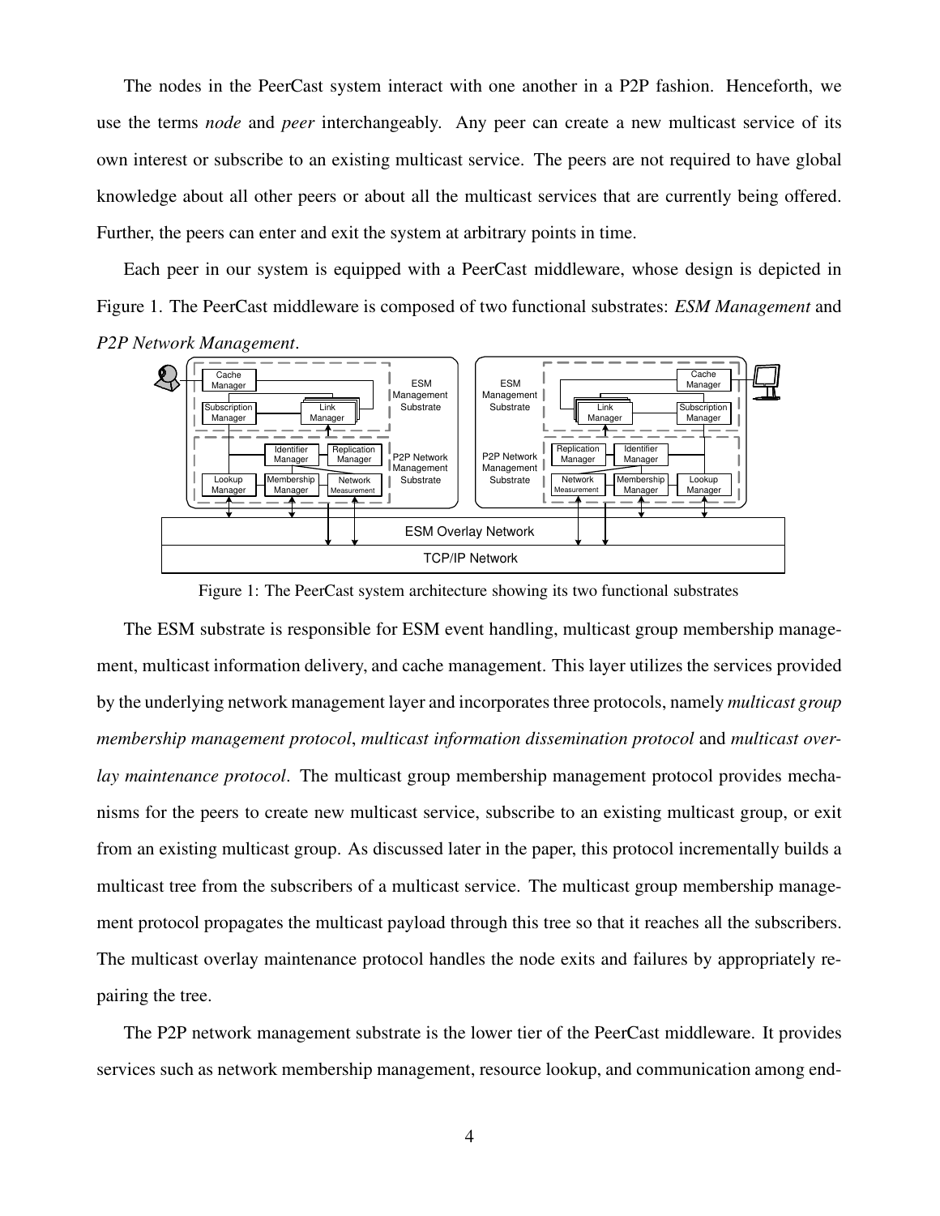The nodes in the PeerCast system interact with one another in a P2P fashion. Henceforth, we use the terms *node* and *peer* interchangeably. Any peer can create a new multicast service of its own interest or subscribe to an existing multicast service. The peers are not required to have global knowledge about all other peers or about all the multicast services that are currently being offered. Further, the peers can enter and exit the system at arbitrary points in time.

Each peer in our system is equipped with a PeerCast middleware, whose design is depicted in Figure 1. The PeerCast middleware is composed of two functional substrates: *ESM Management* and *P2P Network Management*.

Figure 1: The PeerCast system architecture showing its two functional substrates

The ESM substrate is responsible for ESM event handling, multicast group membership management, multicast information delivery, and cache management. This layer utilizes the services provided by the underlying network management layer and incorporates three protocols, namely *multicast group membership management protocol*, *multicast information dissemination protocol* and *multicast overlay maintenance protocol*. The multicast group membership management protocol provides mechanisms for the peers to create new multicast service, subscribe to an existing multicast group, or exit from an existing multicast group. As discussed later in the paper, this protocol incrementally builds a multicast tree from the subscribers of a multicast service. The multicast group membership management protocol propagates the multicast payload through this tree so that it reaches all the subscribers. The multicast overlay maintenance protocol handles the node exits and failures by appropriately repairing the tree.

The P2P network management substrate is the lower tier of the PeerCast middleware. It provides services such as network membership management, resource lookup, and communication among end-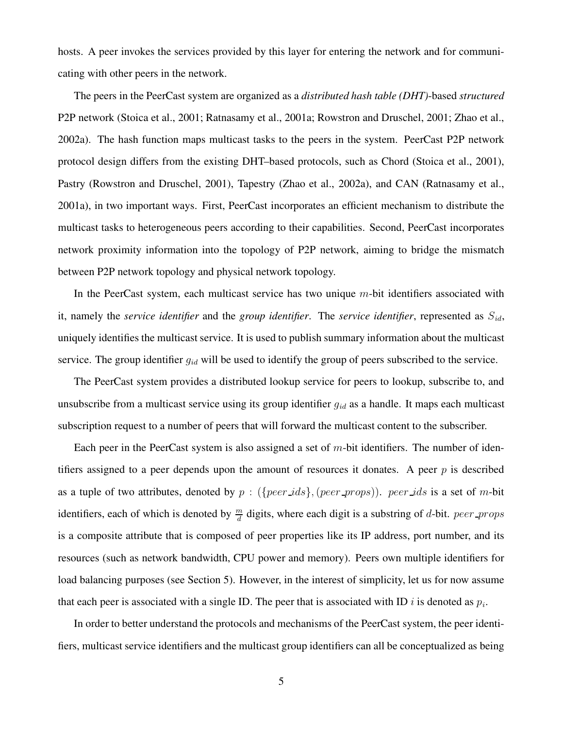hosts. A peer invokes the services provided by this layer for entering the network and for communicating with other peers in the network.

The peers in the PeerCast system are organized as a *distributed hash table (DHT)*-based *structured* P2P network (Stoica et al., 2001; Ratnasamy et al., 2001a; Rowstron and Druschel, 2001; Zhao et al., 2002a). The hash function maps multicast tasks to the peers in the system. PeerCast P2P network protocol design differs from the existing DHT–based protocols, such as Chord (Stoica et al., 2001), Pastry (Rowstron and Druschel, 2001), Tapestry (Zhao et al., 2002a), and CAN (Ratnasamy et al., 2001a), in two important ways. First, PeerCast incorporates an efficient mechanism to distribute the multicast tasks to heterogeneous peers according to their capabilities. Second, PeerCast incorporates network proximity information into the topology of P2P network, aiming to bridge the mismatch between P2P network topology and physical network topology.

In the PeerCast system, each multicast service has two unique $m$-bit identifiers associated with it, namely the *service identifier* and the *group identifier*. The *service identifier*, represented as $S_{id}$, uniquely identifies the multicast service. It is used to publish summary information about the multicast service. The group identifier $g_{id}$ will be used to identify the group of peers subscribed to the service.

The PeerCast system provides a distributed lookup service for peers to lookup, subscribe to, and unsubscribe from a multicast service using its group identifier $g_{id}$ as a handle. It maps each multicast subscription request to a number of peers that will forward the multicast content to the subscriber.

Each peer in the PeerCast system is also assigned a set of $m$-bit identifiers. The number of identifiers assigned to a peer depends upon the amount of resources it donates. A peer $p$ is described as a tuple of two attributes, denoted by $p : (\{peer\_ids\}, (peer\_props))$. $peer\_ids$ is a set of $m$-bit identifiers, each of which is denoted by $\frac{m}{d}$ digits, where each digit is a substring of $d$-bit. $peer\_props$ is a composite attribute that is composed of peer properties like its IP address, port number, and its resources (such as network bandwidth, CPU power and memory). Peers own multiple identifiers for load balancing purposes (see Section 5). However, in the interest of simplicity, let us for now assume that each peer is associated with a single ID. The peer that is associated with ID $i$ is denoted as $p_i$.

In order to better understand the protocols and mechanisms of the PeerCast system, the peer identifiers, multicast service identifiers and the multicast group identifiers can all be conceptualized as being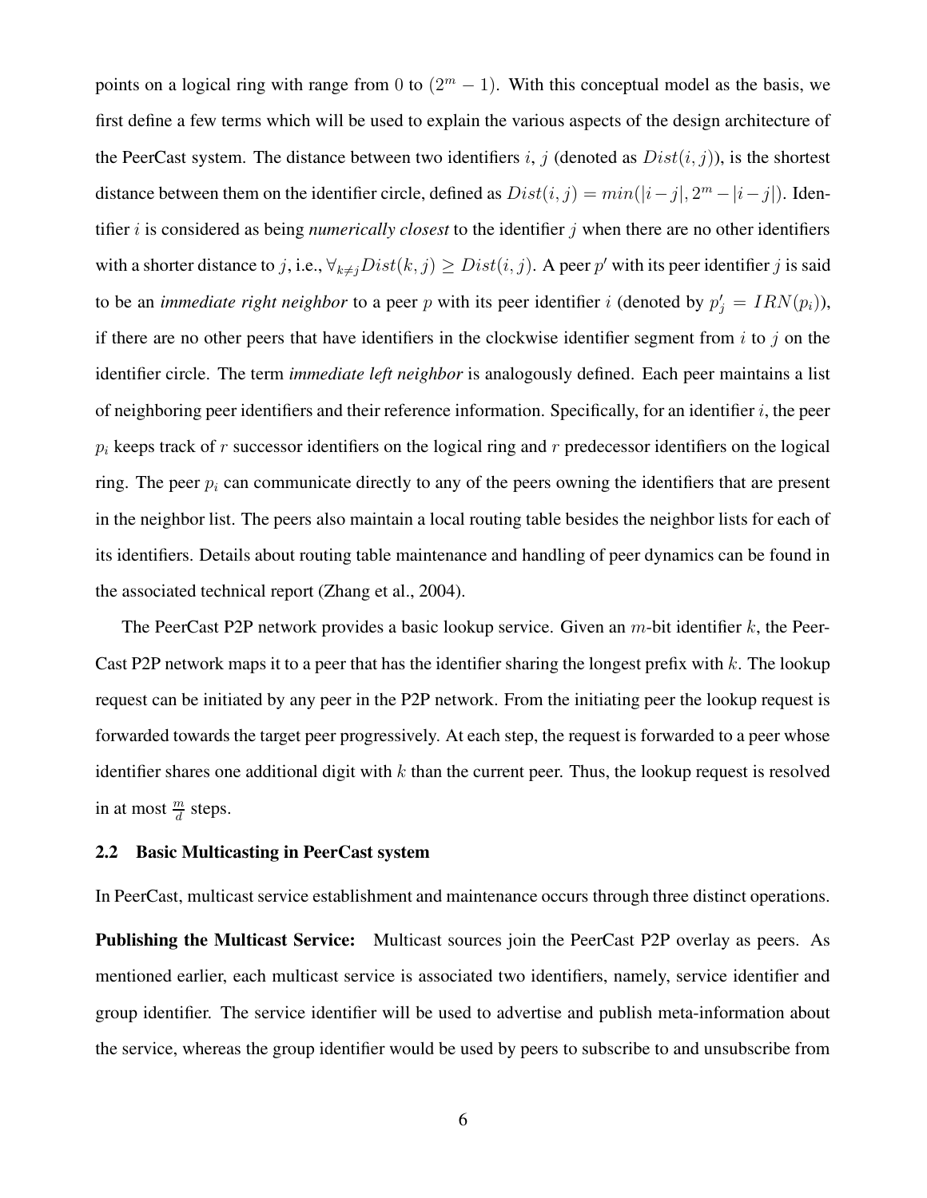points on a logical ring with range from 0 to $(2^m - 1)$. With this conceptual model as the basis, we first define a few terms which will be used to explain the various aspects of the design architecture of the PeerCast system. The distance between two identifiers $i$, $j$ (denoted as $Dist(i, j)$), is the shortest distance between them on the identifier circle, defined as $Dist(i, j) = min(|i - j|, 2^m - |i - j|)$. Identifier $i$ is considered as being *numerically closest* to the identifier $j$ when there are no other identifiers with a shorter distance to $j$, i.e., $\forall_{k \neq j} Dist(k, j) \geq Dist(i, j)$. A peer $p'$ with its peer identifier $j$ is said to be an *immediate right neighbor* to a peer $p$ with its peer identifier $i$ (denoted by $p'_j = IRN(p_i)$), if there are no other peers that have identifiers in the clockwise identifier segment from $i$ to $j$ on the identifier circle. The term *immediate left neighbor* is analogously defined. Each peer maintains a list of neighboring peer identifiers and their reference information. Specifically, for an identifier $i$, the peer $p_i$ keeps track of $r$ successor identifiers on the logical ring and $r$ predecessor identifiers on the logical ring. The peer $p_i$ can communicate directly to any of the peers owning the identifiers that are present in the neighbor list. The peers also maintain a local routing table besides the neighbor lists for each of its identifiers. Details about routing table maintenance and handling of peer dynamics can be found in the associated technical report (Zhang et al., 2004).

The PeerCast P2P network provides a basic lookup service. Given an $m$-bit identifier $k$, the PeerCast P2P network maps it to a peer that has the identifier sharing the longest prefix with $k$. The lookup request can be initiated by any peer in the P2P network. From the initiating peer the lookup request is forwarded towards the target peer progressively. At each step, the request is forwarded to a peer whose identifier shares one additional digit with $k$ than the current peer. Thus, the lookup request is resolved in at most $\frac{m}{d}$ steps.

### 2.2 Basic Multicasting in PeerCast system

In PeerCast, multicast service establishment and maintenance occurs through three distinct operations.

**Publishing the Multicast Service:** Multicast sources join the PeerCast P2P overlay as peers. As mentioned earlier, each multicast service is associated two identifiers, namely, service identifier and group identifier. The service identifier will be used to advertise and publish meta-information about the service, whereas the group identifier would be used by peers to subscribe to and unsubscribe from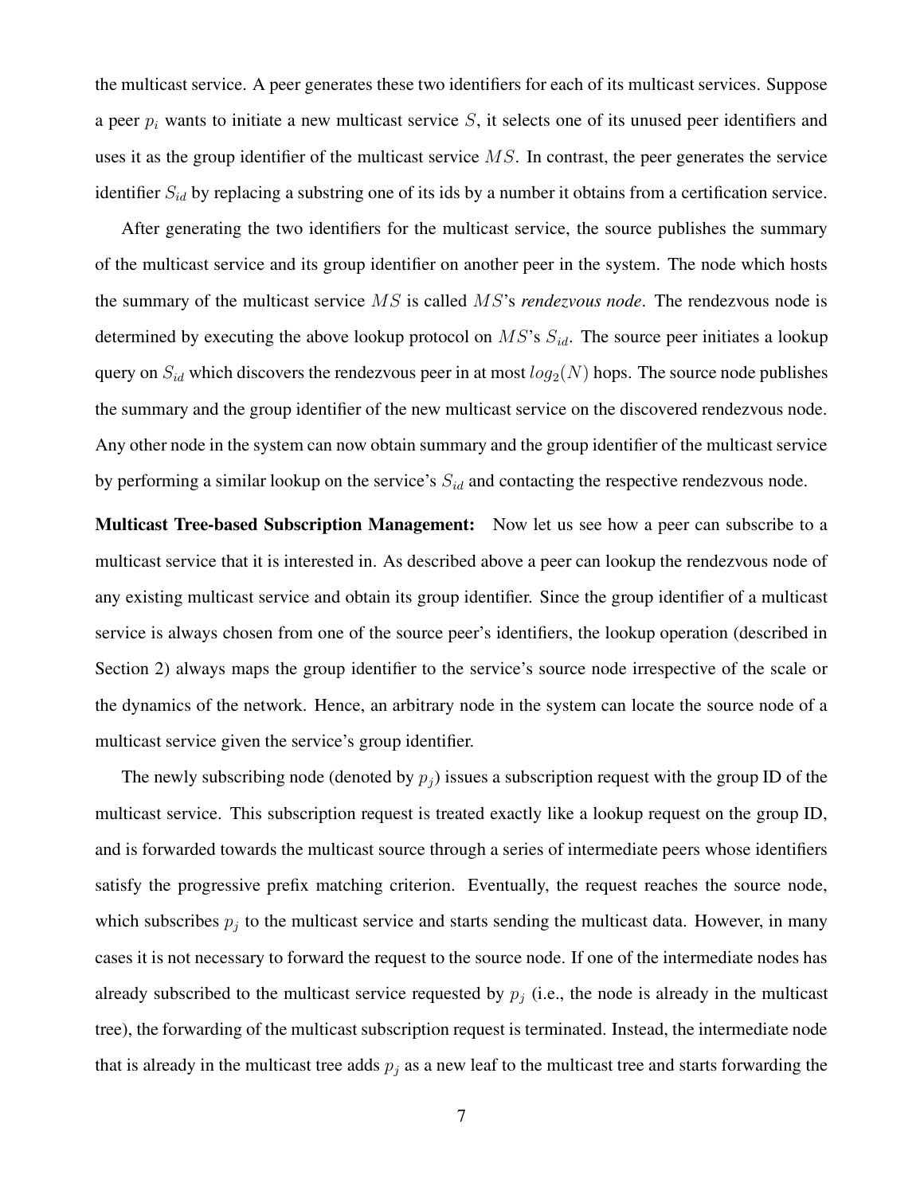the multicast service. A peer generates these two identifiers for each of its multicast services. Suppose a peer $p_i$ wants to initiate a new multicast service $S$, it selects one of its unused peer identifiers and uses it as the group identifier of the multicast service $MS$. In contrast, the peer generates the service identifier $S_{id}$ by replacing a substring one of its ids by a number it obtains from a certification service.

After generating the two identifiers for the multicast service, the source publishes the summary of the multicast service and its group identifier on another peer in the system. The node which hosts the summary of the multicast service $MS$ is called $MS$'s *rendezvous node*. The rendezvous node is determined by executing the above lookup protocol on $MS$'s $S_{id}$. The source peer initiates a lookup query on $S_{id}$ which discovers the rendezvous peer in at most $log_2(N)$ hops. The source node publishes the summary and the group identifier of the new multicast service on the discovered rendezvous node. Any other node in the system can now obtain summary and the group identifier of the multicast service by performing a similar lookup on the service's $S_{id}$ and contacting the respective rendezvous node.

**Multicast Tree-based Subscription Management:** Now let us see how a peer can subscribe to a multicast service that it is interested in. As described above a peer can lookup the rendezvous node of any existing multicast service and obtain its group identifier. Since the group identifier of a multicast service is always chosen from one of the source peer's identifiers, the lookup operation (described in Section 2) always maps the group identifier to the service's source node irrespective of the scale or the dynamics of the network. Hence, an arbitrary node in the system can locate the source node of a multicast service given the service's group identifier.

The newly subscribing node (denoted by $p_j$) issues a subscription request with the group ID of the multicast service. This subscription request is treated exactly like a lookup request on the group ID, and is forwarded towards the multicast source through a series of intermediate peers whose identifiers satisfy the progressive prefix matching criterion. Eventually, the request reaches the source node, which subscribes $p_j$ to the multicast service and starts sending the multicast data. However, in many cases it is not necessary to forward the request to the source node. If one of the intermediate nodes has already subscribed to the multicast service requested by $p_j$ (i.e., the node is already in the multicast tree), the forwarding of the multicast subscription request is terminated. Instead, the intermediate node that is already in the multicast tree adds $p_j$ as a new leaf to the multicast tree and starts forwarding the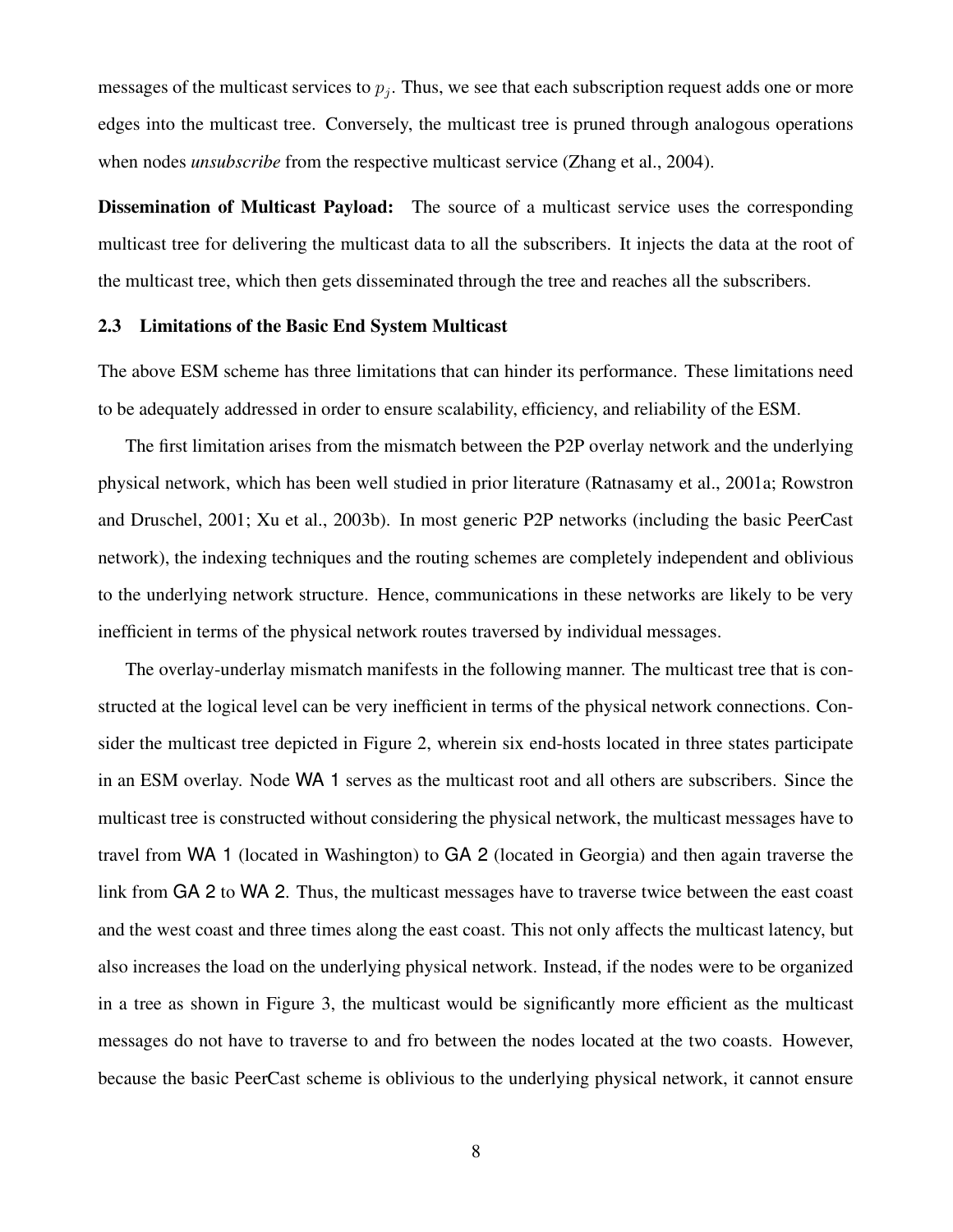messages of the multicast services to $p_j$. Thus, we see that each subscription request adds one or more edges into the multicast tree. Conversely, the multicast tree is pruned through analogous operations when nodes *unsubscribe* from the respective multicast service (Zhang et al., 2004).

**Dissemination of Multicast Payload:** The source of a multicast service uses the corresponding multicast tree for delivering the multicast data to all the subscribers. It injects the data at the root of the multicast tree, which then gets disseminated through the tree and reaches all the subscribers.

### 2.3 Limitations of the Basic End System Multicast

The above ESM scheme has three limitations that can hinder its performance. These limitations need to be adequately addressed in order to ensure scalability, efficiency, and reliability of the ESM.

The first limitation arises from the mismatch between the P2P overlay network and the underlying physical network, which has been well studied in prior literature (Ratnasamy et al., 2001a; Rowstron and Druschel, 2001; Xu et al., 2003b). In most generic P2P networks (including the basic PeerCast network), the indexing techniques and the routing schemes are completely independent and oblivious to the underlying network structure. Hence, communications in these networks are likely to be very inefficient in terms of the physical network routes traversed by individual messages.

The overlay-underlay mismatch manifests in the following manner. The multicast tree that is constructed at the logical level can be very inefficient in terms of the physical network connections. Consider the multicast tree depicted in Figure 2, wherein six end-hosts located in three states participate in an ESM overlay. Node WA 1 serves as the multicast root and all others are subscribers. Since the multicast tree is constructed without considering the physical network, the multicast messages have to travel from WA 1 (located in Washington) to GA 2 (located in Georgia) and then again traverse the link from GA 2 to WA 2. Thus, the multicast messages have to traverse twice between the east coast and the west coast and three times along the east coast. This not only affects the multicast latency, but also increases the load on the underlying physical network. Instead, if the nodes were to be organized in a tree as shown in Figure 3, the multicast would be significantly more efficient as the multicast messages do not have to traverse to and fro between the nodes located at the two coasts. However, because the basic PeerCast scheme is oblivious to the underlying physical network, it cannot ensure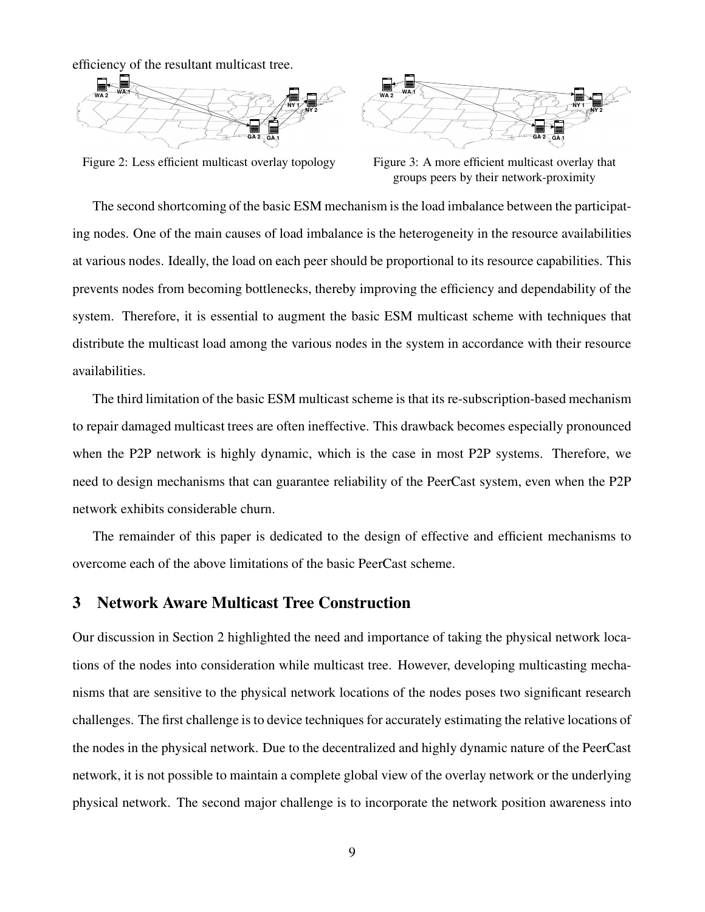efficiency of the resultant multicast tree.

Figure 2: Less efficient multicast overlay topology

Figure 3: A more efficient multicast overlay that groups peers by their network-proximity

The second shortcoming of the basic ESM mechanism is the load imbalance between the participating nodes. One of the main causes of load imbalance is the heterogeneity in the resource availabilities at various nodes. Ideally, the load on each peer should be proportional to its resource capabilities. This prevents nodes from becoming bottlenecks, thereby improving the efficiency and dependability of the system. Therefore, it is essential to augment the basic ESM multicast scheme with techniques that distribute the multicast load among the various nodes in the system in accordance with their resource availabilities.

The third limitation of the basic ESM multicast scheme is that its re-subscription-based mechanism to repair damaged multicast trees are often ineffective. This drawback becomes especially pronounced when the P2P network is highly dynamic, which is the case in most P2P systems. Therefore, we need to design mechanisms that can guarantee reliability of the PeerCast system, even when the P2P network exhibits considerable churn.

The remainder of this paper is dedicated to the design of effective and efficient mechanisms to overcome each of the above limitations of the basic PeerCast scheme.

## 3 Network Aware Multicast Tree Construction

Our discussion in Section 2 highlighted the need and importance of taking the physical network locations of the nodes into consideration while multicast tree. However, developing multicasting mechanisms that are sensitive to the physical network locations of the nodes poses two significant research challenges. The first challenge is to device techniques for accurately estimating the relative locations of the nodes in the physical network. Due to the decentralized and highly dynamic nature of the PeerCast network, it is not possible to maintain a complete global view of the overlay network or the underlying physical network. The second major challenge is to incorporate the network position awareness into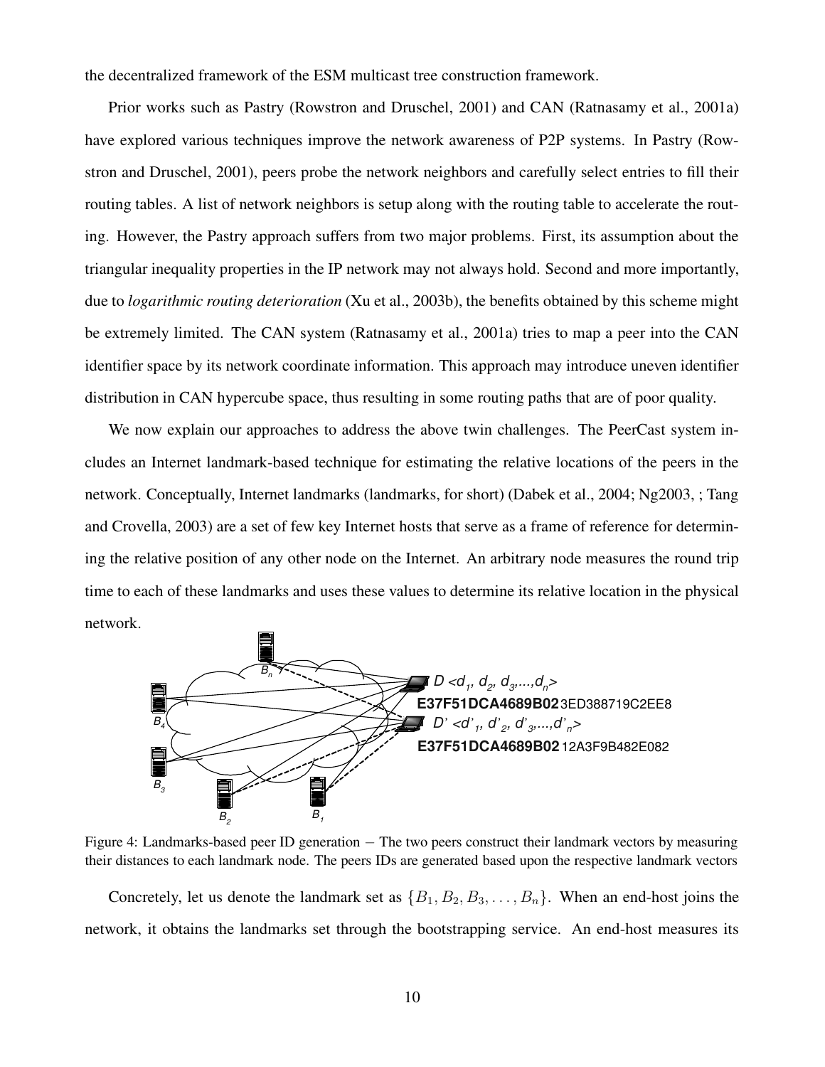the decentralized framework of the ESM multicast tree construction framework.

Prior works such as Pastry (Rowstron and Druschel, 2001) and CAN (Ratnasamy et al., 2001a) have explored various techniques improve the network awareness of P2P systems. In Pastry (Rowstron and Druschel, 2001), peers probe the network neighbors and carefully select entries to fill their routing tables. A list of network neighbors is setup along with the routing table to accelerate the routing. However, the Pastry approach suffers from two major problems. First, its assumption about the triangular inequality properties in the IP network may not always hold. Second and more importantly, due to *logarithmic routing deterioration* (Xu et al., 2003b), the benefits obtained by this scheme might be extremely limited. The CAN system (Ratnasamy et al., 2001a) tries to map a peer into the CAN identifier space by its network coordinate information. This approach may introduce uneven identifier distribution in CAN hypercube space, thus resulting in some routing paths that are of poor quality.

We now explain our approaches to address the above twin challenges. The PeerCast system includes an Internet landmark-based technique for estimating the relative locations of the peers in the network. Conceptually, Internet landmarks (landmarks, for short) (Dabek et al., 2004; Ng2003, ; Tang and Crovella, 2003) are a set of few key Internet hosts that serve as a frame of reference for determining the relative position of any other node on the Internet. An arbitrary node measures the round trip time to each of these landmarks and uses these values to determine its relative location in the physical network.

Figure 4: Landmarks-based peer ID generation – The two peers construct their landmark vectors by measuring their distances to each landmark node. The peers IDs are generated based upon the respective landmark vectors

Concretely, let us denote the landmark set as $\{B_1, B_2, B_3, \ldots, B_n\}$. When an end-host joins the network, it obtains the landmarks set through the bootstrapping service. An end-host measures its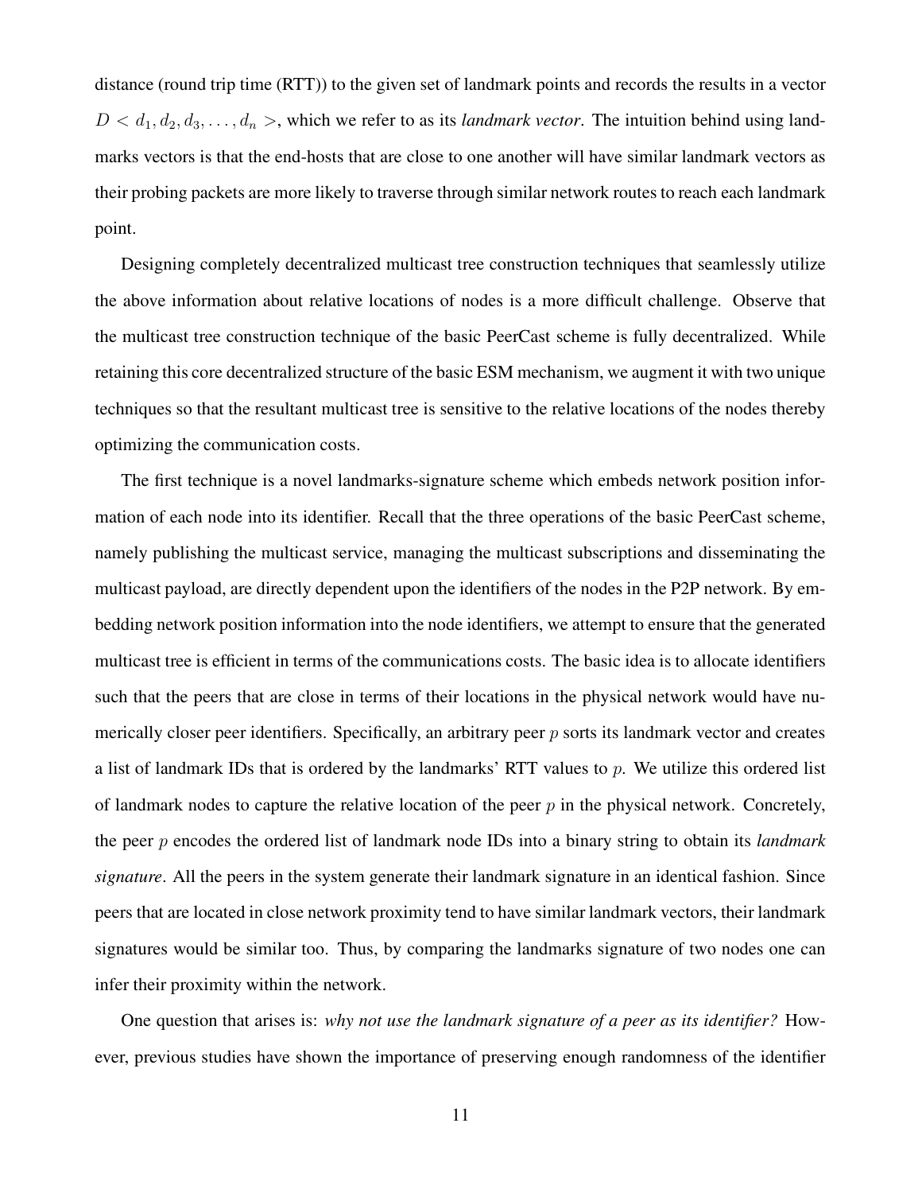distance (round trip time (RTT)) to the given set of landmark points and records the results in a vector $D < d_1, d_2, d_3, \ldots, d_n >$, which we refer to as its *landmark vector*. The intuition behind using landmarks vectors is that the end-hosts that are close to one another will have similar landmark vectors as their probing packets are more likely to traverse through similar network routes to reach each landmark point.

Designing completely decentralized multicast tree construction techniques that seamlessly utilize the above information about relative locations of nodes is a more difficult challenge. Observe that the multicast tree construction technique of the basic PeerCast scheme is fully decentralized. While retaining this core decentralized structure of the basic ESM mechanism, we augment it with two unique techniques so that the resultant multicast tree is sensitive to the relative locations of the nodes thereby optimizing the communication costs.

The first technique is a novel landmarks-signature scheme which embeds network position information of each node into its identifier. Recall that the three operations of the basic PeerCast scheme, namely publishing the multicast service, managing the multicast subscriptions and disseminating the multicast payload, are directly dependent upon the identifiers of the nodes in the P2P network. By embedding network position information into the node identifiers, we attempt to ensure that the generated multicast tree is efficient in terms of the communications costs. The basic idea is to allocate identifiers such that the peers that are close in terms of their locations in the physical network would have numerically closer peer identifiers. Specifically, an arbitrary peer $p$ sorts its landmark vector and creates a list of landmark IDs that is ordered by the landmarks' RTT values to $p$. We utilize this ordered list of landmark nodes to capture the relative location of the peer $p$ in the physical network. Concretely, the peer $p$ encodes the ordered list of landmark node IDs into a binary string to obtain its *landmark signature*. All the peers in the system generate their landmark signature in an identical fashion. Since peers that are located in close network proximity tend to have similar landmark vectors, their landmark signatures would be similar too. Thus, by comparing the landmarks signature of two nodes one can infer their proximity within the network.

One question that arises is: *why not use the landmark signature of a peer as its identifier?* However, previous studies have shown the importance of preserving enough randomness of the identifier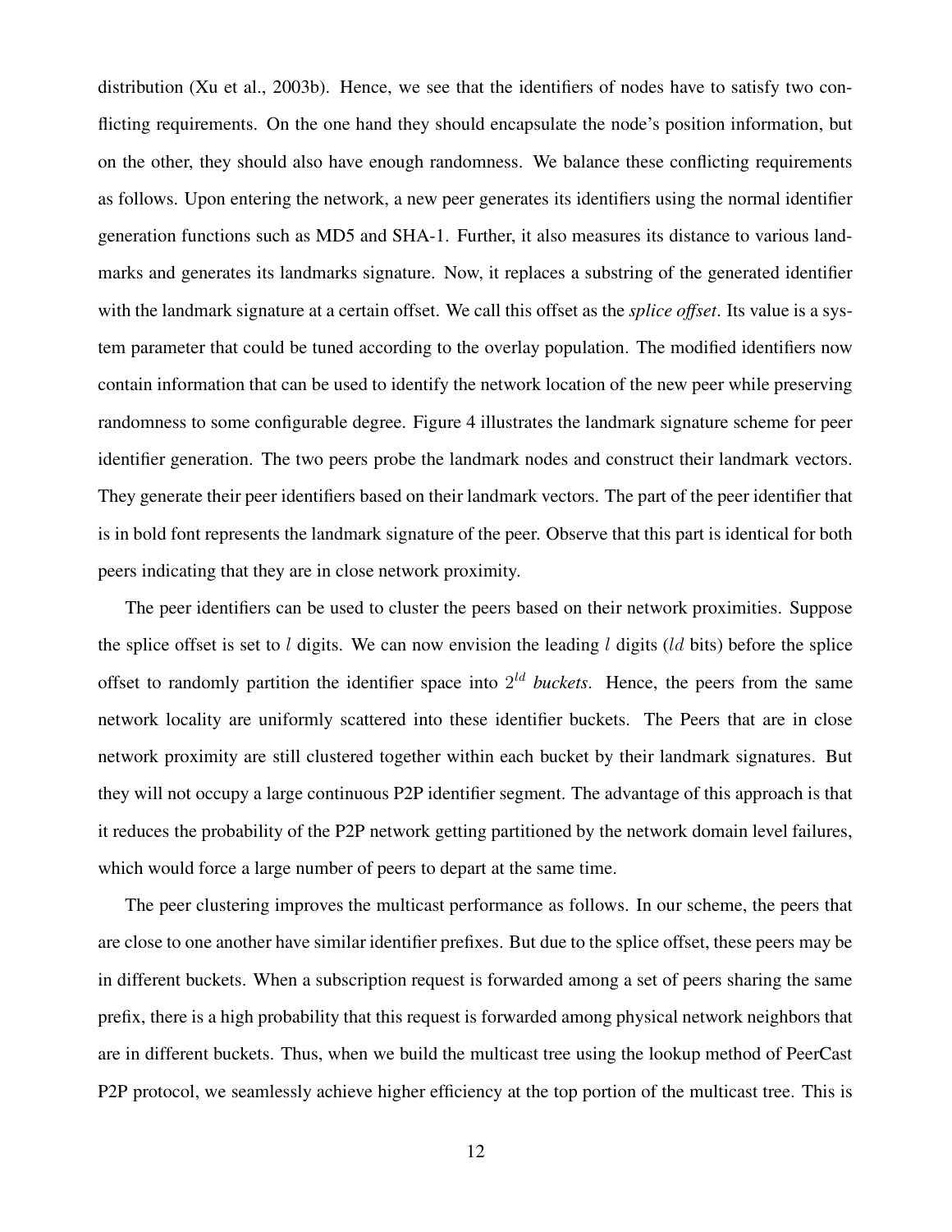distribution (Xu et al., 2003b). Hence, we see that the identifiers of nodes have to satisfy two conflicting requirements. On the one hand they should encapsulate the node's position information, but on the other, they should also have enough randomness. We balance these conflicting requirements as follows. Upon entering the network, a new peer generates its identifiers using the normal identifier generation functions such as MD5 and SHA-1. Further, it also measures its distance to various landmarks and generates its landmarks signature. Now, it replaces a substring of the generated identifier with the landmark signature at a certain offset. We call this offset as the *splice offset*. Its value is a system parameter that could be tuned according to the overlay population. The modified identifiers now contain information that can be used to identify the network location of the new peer while preserving randomness to some configurable degree. Figure 4 illustrates the landmark signature scheme for peer identifier generation. The two peers probe the landmark nodes and construct their landmark vectors. They generate their peer identifiers based on their landmark vectors. The part of the peer identifier that is in bold font represents the landmark signature of the peer. Observe that this part is identical for both peers indicating that they are in close network proximity.

The peer identifiers can be used to cluster the peers based on their network proximities. Suppose the splice offset is set to $l$ digits. We can now envision the leading $l$ digits ($ld$ bits) before the splice offset to randomly partition the identifier space into $2^{ld}$ *buckets*. Hence, the peers from the same network locality are uniformly scattered into these identifier buckets. The Peers that are in close network proximity are still clustered together within each bucket by their landmark signatures. But they will not occupy a large continuous P2P identifier segment. The advantage of this approach is that it reduces the probability of the P2P network getting partitioned by the network domain level failures, which would force a large number of peers to depart at the same time.

The peer clustering improves the multicast performance as follows. In our scheme, the peers that are close to one another have similar identifier prefixes. But due to the splice offset, these peers may be in different buckets. When a subscription request is forwarded among a set of peers sharing the same prefix, there is a high probability that this request is forwarded among physical network neighbors that are in different buckets. Thus, when we build the multicast tree using the lookup method of PeerCast P2P protocol, we seamlessly achieve higher efficiency at the top portion of the multicast tree. This is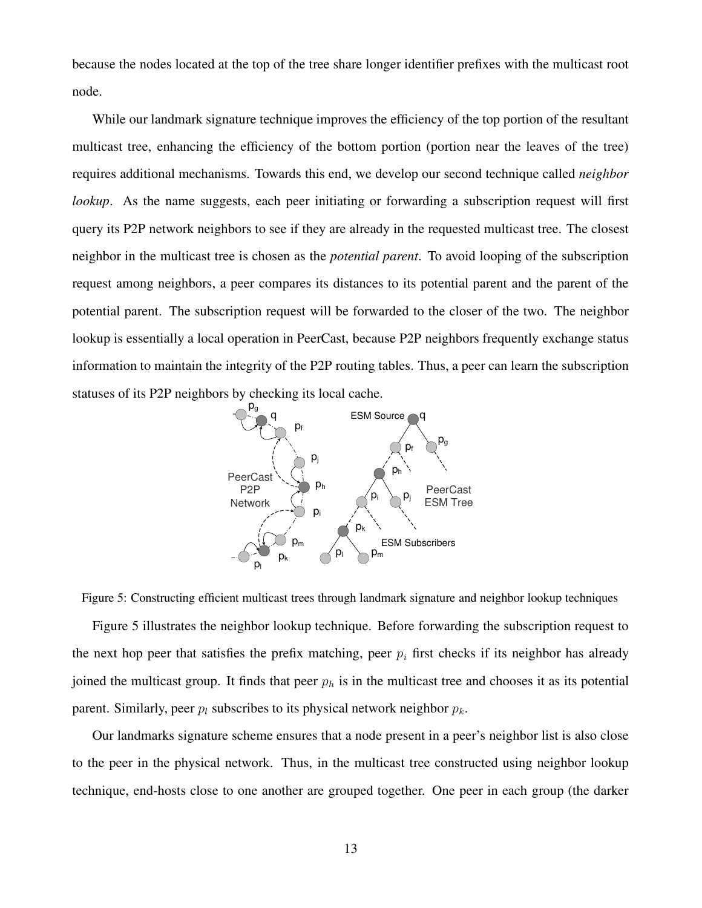because the nodes located at the top of the tree share longer identifier prefixes with the multicast root node.

While our landmark signature technique improves the efficiency of the top portion of the resultant multicast tree, enhancing the efficiency of the bottom portion (portion near the leaves of the tree) requires additional mechanisms. Towards this end, we develop our second technique called *neighbor lookup*. As the name suggests, each peer initiating or forwarding a subscription request will first query its P2P network neighbors to see if they are already in the requested multicast tree. The closest neighbor in the multicast tree is chosen as the *potential parent*. To avoid looping of the subscription request among neighbors, a peer compares its distances to its potential parent and the parent of the potential parent. The subscription request will be forwarded to the closer of the two. The neighbor lookup is essentially a local operation in PeerCast, because P2P neighbors frequently exchange status information to maintain the integrity of the P2P routing tables. Thus, a peer can learn the subscription statuses of its P2P neighbors by checking its local cache.

Figure 5: Constructing efficient multicast trees through landmark signature and neighbor lookup techniques

Figure 5 illustrates the neighbor lookup technique. Before forwarding the subscription request to the next hop peer that satisfies the prefix matching, peer $p_i$ first checks if its neighbor has already joined the multicast group. It finds that peer $p_h$ is in the multicast tree and chooses it as its potential parent. Similarly, peer $p_l$ subscribes to its physical network neighbor $p_k$.

Our landmarks signature scheme ensures that a node present in a peer's neighbor list is also close to the peer in the physical network. Thus, in the multicast tree constructed using neighbor lookup technique, end-hosts close to one another are grouped together. One peer in each group (the darker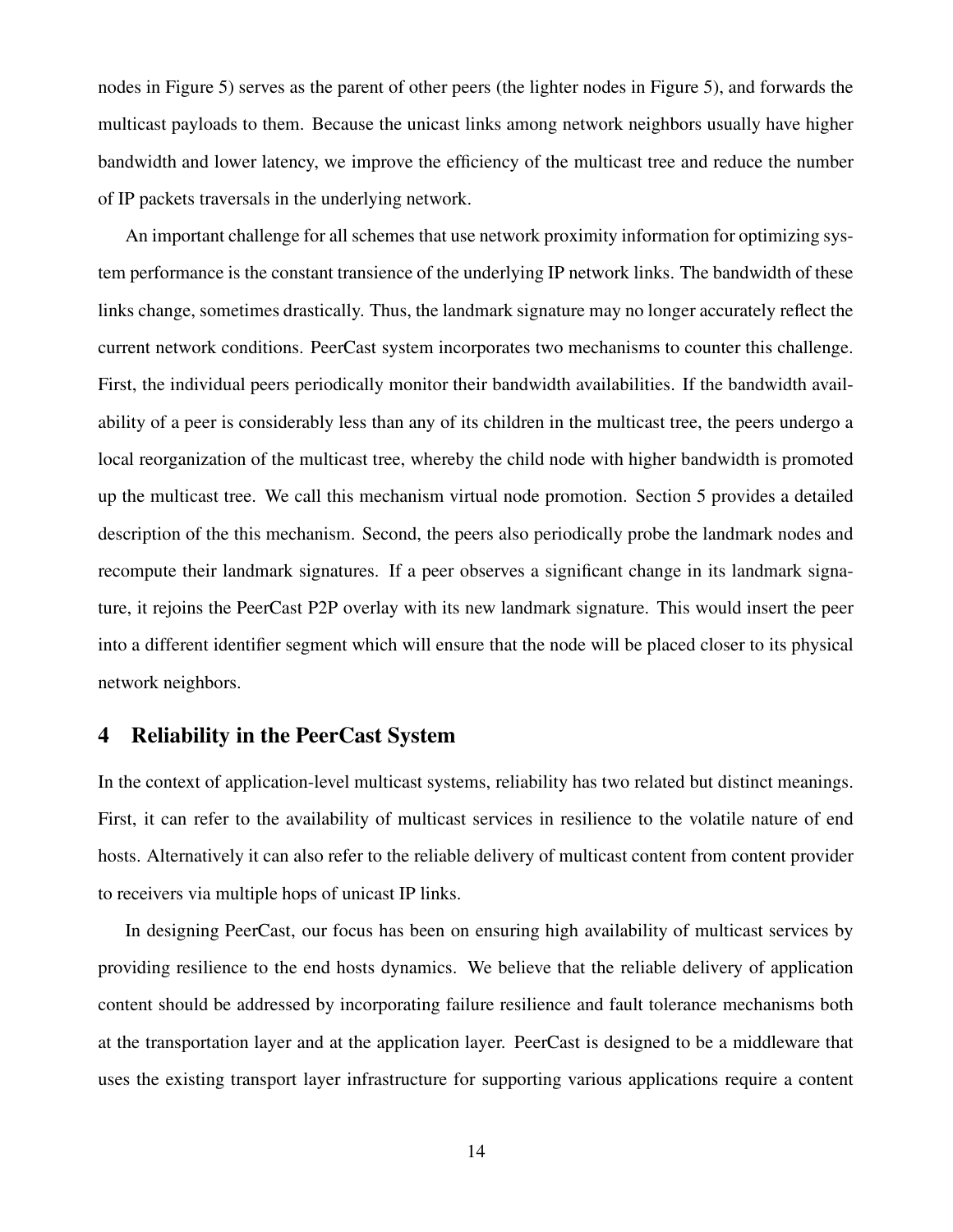nodes in Figure 5) serves as the parent of other peers (the lighter nodes in Figure 5), and forwards the multicast payloads to them. Because the unicast links among network neighbors usually have higher bandwidth and lower latency, we improve the efficiency of the multicast tree and reduce the number of IP packets traversals in the underlying network.

An important challenge for all schemes that use network proximity information for optimizing system performance is the constant transience of the underlying IP network links. The bandwidth of these links change, sometimes drastically. Thus, the landmark signature may no longer accurately reflect the current network conditions. PeerCast system incorporates two mechanisms to counter this challenge. First, the individual peers periodically monitor their bandwidth availabilities. If the bandwidth availability of a peer is considerably less than any of its children in the multicast tree, the peers undergo a local reorganization of the multicast tree, whereby the child node with higher bandwidth is promoted up the multicast tree. We call this mechanism virtual node promotion. Section 5 provides a detailed description of the this mechanism. Second, the peers also periodically probe the landmark nodes and recompute their landmark signatures. If a peer observes a significant change in its landmark signature, it rejoins the PeerCast P2P overlay with its new landmark signature. This would insert the peer into a different identifier segment which will ensure that the node will be placed closer to its physical network neighbors.

## 4 Reliability in the PeerCast System

In the context of application-level multicast systems, reliability has two related but distinct meanings. First, it can refer to the availability of multicast services in resilience to the volatile nature of end hosts. Alternatively it can also refer to the reliable delivery of multicast content from content provider to receivers via multiple hops of unicast IP links.

In designing PeerCast, our focus has been on ensuring high availability of multicast services by providing resilience to the end hosts dynamics. We believe that the reliable delivery of application content should be addressed by incorporating failure resilience and fault tolerance mechanisms both at the transportation layer and at the application layer. PeerCast is designed to be a middleware that uses the existing transport layer infrastructure for supporting various applications require a content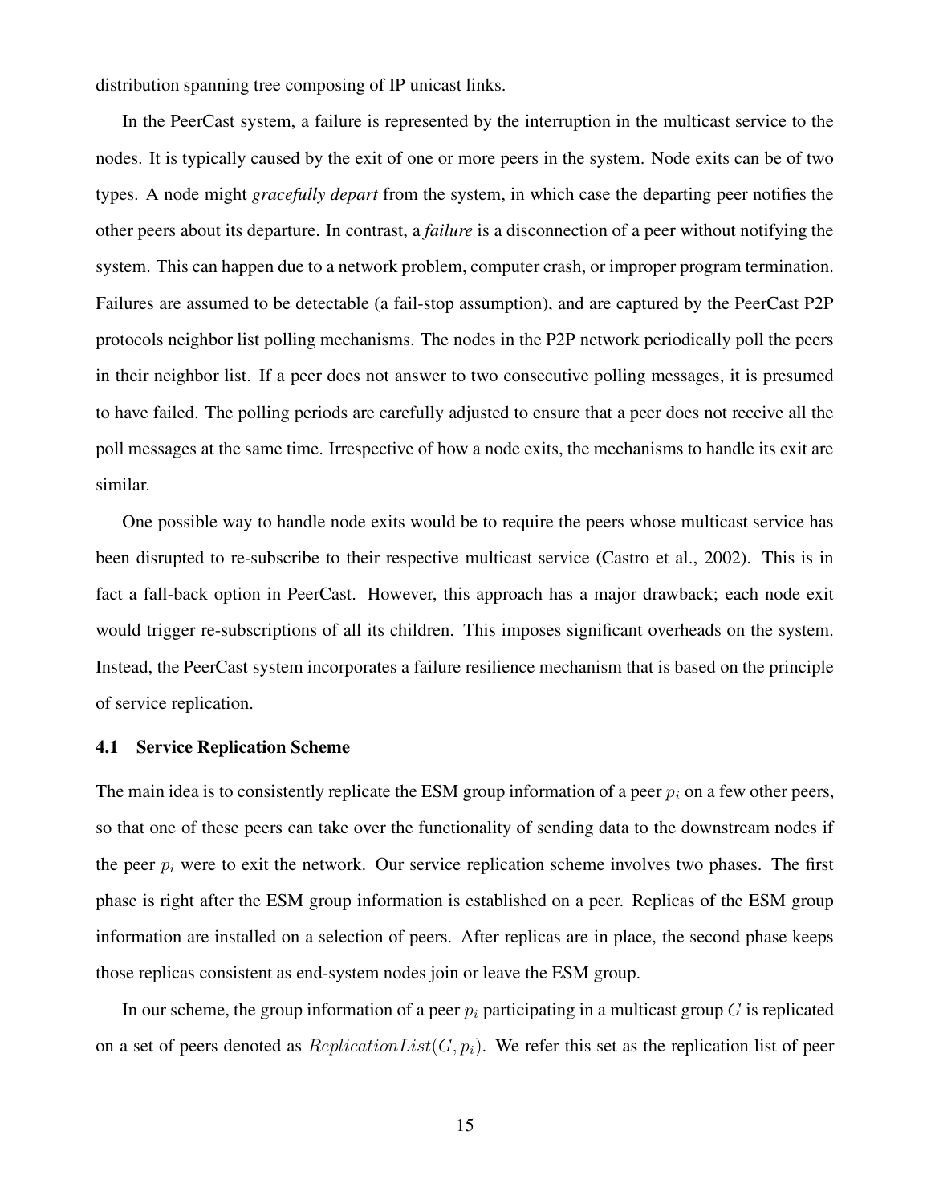distribution spanning tree composing of IP unicast links.

In the PeerCast system, a failure is represented by the interruption in the multicast service to the nodes. It is typically caused by the exit of one or more peers in the system. Node exits can be of two types. A node might *gracefully depart* from the system, in which case the departing peer notifies the other peers about its departure. In contrast, a *failure* is a disconnection of a peer without notifying the system. This can happen due to a network problem, computer crash, or improper program termination. Failures are assumed to be detectable (a fail-stop assumption), and are captured by the PeerCast P2P protocols neighbor list polling mechanisms. The nodes in the P2P network periodically poll the peers in their neighbor list. If a peer does not answer to two consecutive polling messages, it is presumed to have failed. The polling periods are carefully adjusted to ensure that a peer does not receive all the poll messages at the same time. Irrespective of how a node exits, the mechanisms to handle its exit are similar.

One possible way to handle node exits would be to require the peers whose multicast service has been disrupted to re-subscribe to their respective multicast service (Castro et al., 2002). This is in fact a fall-back option in PeerCast. However, this approach has a major drawback; each node exit would trigger re-subscriptions of all its children. This imposes significant overheads on the system. Instead, the PeerCast system incorporates a failure resilience mechanism that is based on the principle of service replication.

### 4.1 Service Replication Scheme

The main idea is to consistently replicate the ESM group information of a peer $p_i$ on a few other peers, so that one of these peers can take over the functionality of sending data to the downstream nodes if the peer $p_i$ were to exit the network. Our service replication scheme involves two phases. The first phase is right after the ESM group information is established on a peer. Replicas of the ESM group information are installed on a selection of peers. After replicas are in place, the second phase keeps those replicas consistent as end-system nodes join or leave the ESM group.

In our scheme, the group information of a peer $p_i$ participating in a multicast group $G$ is replicated on a set of peers denoted as $ReplicationList(G, p_i)$. We refer this set as the replication list of peer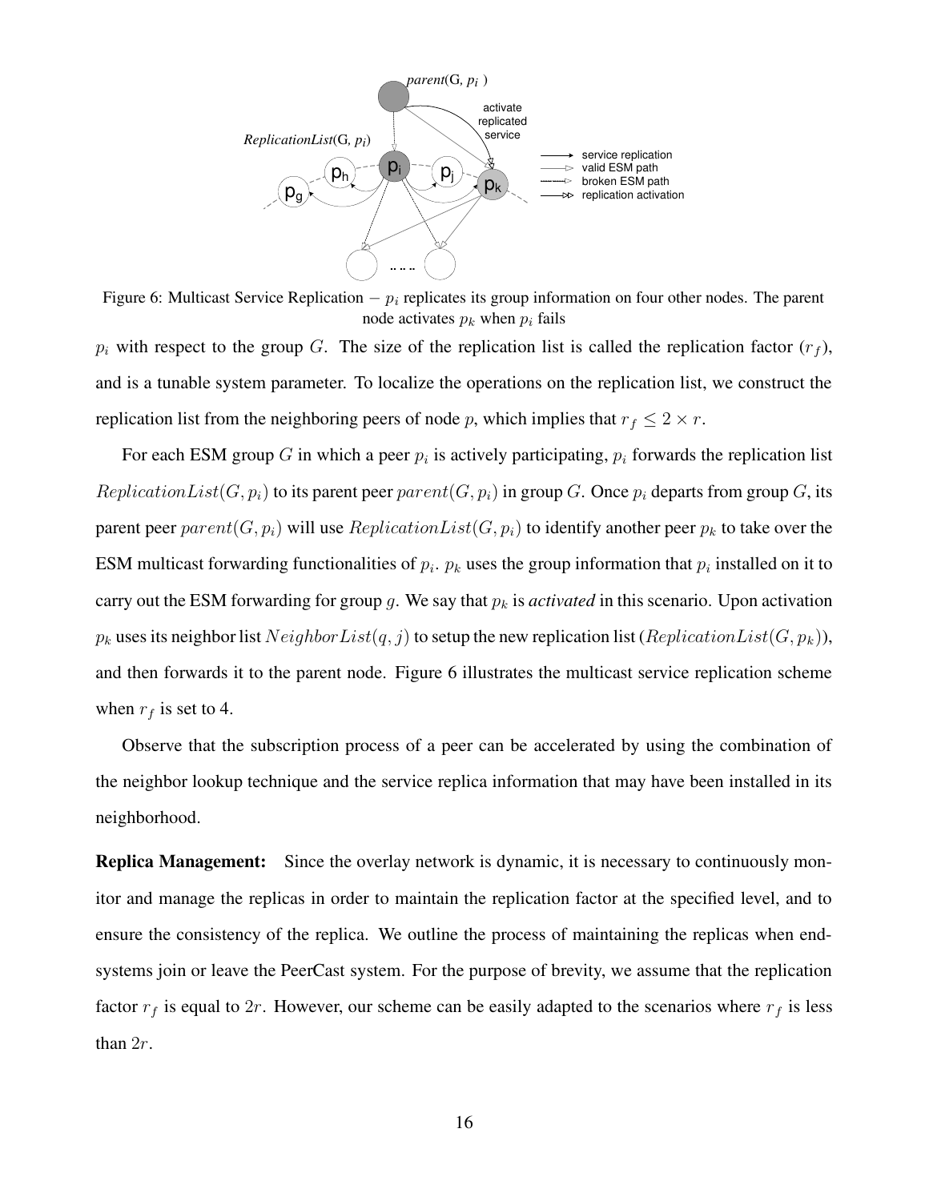Figure 6: Multicast Service Replication $-$ $p_i$ replicates its group information on four other nodes. The parent node activates $p_k$ when $p_i$ fails

$p_i$ with respect to the group $G$. The size of the replication list is called the replication factor ($r_f$), and is a tunable system parameter. To localize the operations on the replication list, we construct the replication list from the neighboring peers of node $p$, which implies that $r_f \leq 2 \times r$.

For each ESM group $G$ in which a peer $p_i$ is actively participating, $p_i$ forwards the replication list $ReplicationList(G, p_i)$ to its parent peer $parent(G, p_i)$ in group $G$. Once $p_i$ departs from group $G$, its parent peer $parent(G, p_i)$ will use $ReplicationList(G, p_i)$ to identify another peer $p_k$ to take over the ESM multicast forwarding functionalities of $p_i$. $p_k$ uses the group information that $p_i$ installed on it to carry out the ESM forwarding for group $g$. We say that $p_k$ is *activated* in this scenario. Upon activation $p_k$ uses its neighbor list $NeighborList(q, j)$ to setup the new replication list ($ReplicationList(G, p_k)$), and then forwards it to the parent node. Figure 6 illustrates the multicast service replication scheme when $r_f$ is set to 4.

Observe that the subscription process of a peer can be accelerated by using the combination of the neighbor lookup technique and the service replica information that may have been installed in its neighborhood.

**Replica Management:** Since the overlay network is dynamic, it is necessary to continuously monitor and manage the replicas in order to maintain the replication factor at the specified level, and to ensure the consistency of the replica. We outline the process of maintaining the replicas when end-systems join or leave the PeerCast system. For the purpose of brevity, we assume that the replication factor $r_f$ is equal to $2r$. However, our scheme can be easily adapted to the scenarios where $r_f$ is less than $2r$.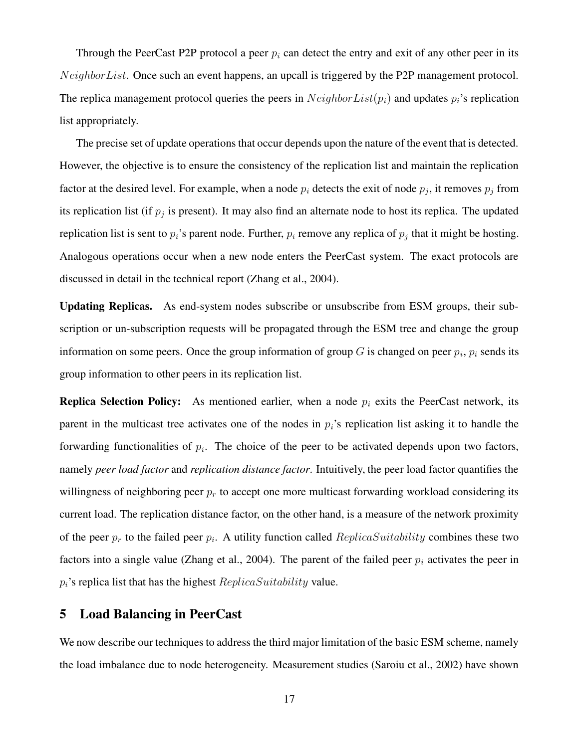Through the PeerCast P2P protocol a peer $p_i$ can detect the entry and exit of any other peer in its $NeighborList$. Once such an event happens, an upcall is triggered by the P2P management protocol. The replica management protocol queries the peers in $NeighborList(p_i)$ and updates $p_i$'s replication list appropriately.

The precise set of update operations that occur depends upon the nature of the event that is detected. However, the objective is to ensure the consistency of the replication list and maintain the replication factor at the desired level. For example, when a node $p_i$ detects the exit of node $p_j$, it removes $p_j$ from its replication list (if $p_j$ is present). It may also find an alternate node to host its replica. The updated replication list is sent to $p_i$'s parent node. Further, $p_i$ remove any replica of $p_j$ that it might be hosting. Analogous operations occur when a new node enters the PeerCast system. The exact protocols are discussed in detail in the technical report (Zhang et al., 2004).

**Updating Replicas.** As end-system nodes subscribe or unsubscribe from ESM groups, their subscription or un-subscription requests will be propagated through the ESM tree and change the group information on some peers. Once the group information of group $G$ is changed on peer $p_i$, $p_i$ sends its group information to other peers in its replication list.

**Replica Selection Policy:** As mentioned earlier, when a node $p_i$ exits the PeerCast network, its parent in the multicast tree activates one of the nodes in $p_i$'s replication list asking it to handle the forwarding functionalities of $p_i$. The choice of the peer to be activated depends upon two factors, namely *peer load factor* and *replication distance factor*. Intuitively, the peer load factor quantifies the willingness of neighboring peer $p_r$ to accept one more multicast forwarding workload considering its current load. The replication distance factor, on the other hand, is a measure of the network proximity of the peer $p_r$ to the failed peer $p_i$. A utility function called $ReplicaSuitability$ combines these two factors into a single value (Zhang et al., 2004). The parent of the failed peer $p_i$ activates the peer in $p_i$'s replica list that has the highest $ReplicaSuitability$ value.

## 5 Load Balancing in PeerCast

We now describe our techniques to address the third major limitation of the basic ESM scheme, namely the load imbalance due to node heterogeneity. Measurement studies (Saroiu et al., 2002) have shown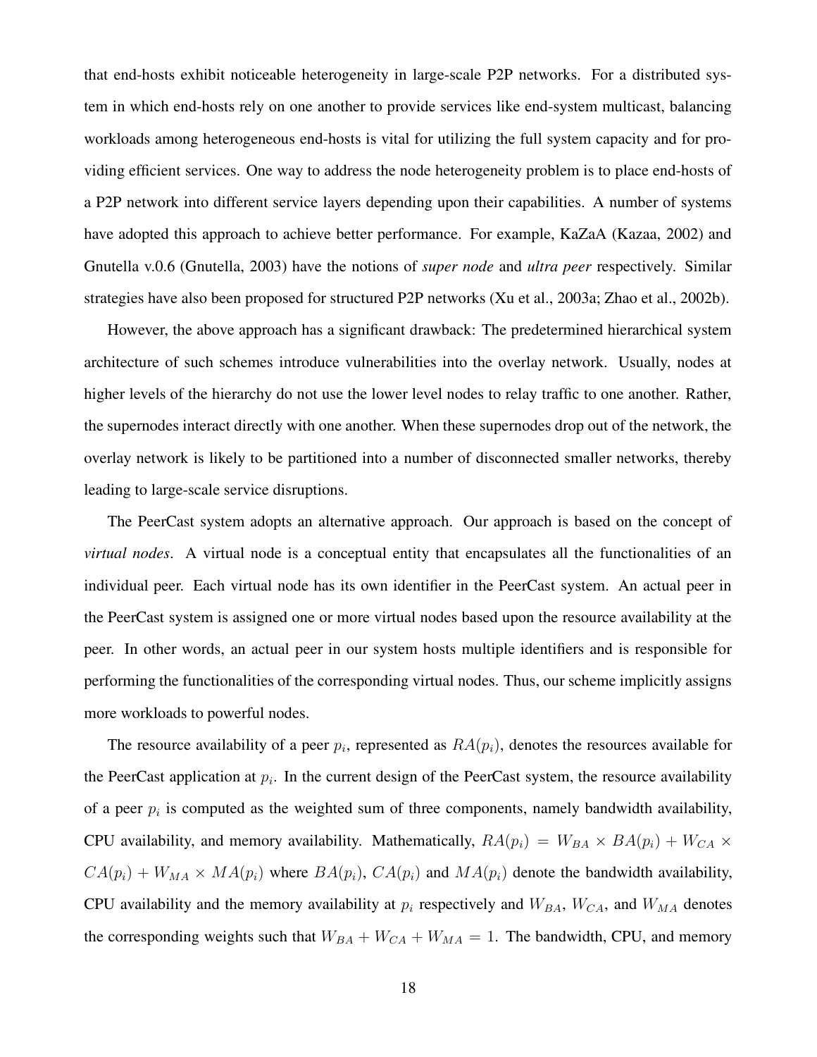that end-hosts exhibit noticeable heterogeneity in large-scale P2P networks. For a distributed system in which end-hosts rely on one another to provide services like end-system multicast, balancing workloads among heterogeneous end-hosts is vital for utilizing the full system capacity and for providing efficient services. One way to address the node heterogeneity problem is to place end-hosts of a P2P network into different service layers depending upon their capabilities. A number of systems have adopted this approach to achieve better performance. For example, KaZaA (Kazaa, 2002) and Gnutella v.0.6 (Gnutella, 2003) have the notions of *super node* and *ultra peer* respectively. Similar strategies have also been proposed for structured P2P networks (Xu et al., 2003a; Zhao et al., 2002b).

However, the above approach has a significant drawback: The predetermined hierarchical system architecture of such schemes introduce vulnerabilities into the overlay network. Usually, nodes at higher levels of the hierarchy do not use the lower level nodes to relay traffic to one another. Rather, the supernodes interact directly with one another. When these supernodes drop out of the network, the overlay network is likely to be partitioned into a number of disconnected smaller networks, thereby leading to large-scale service disruptions.

The PeerCast system adopts an alternative approach. Our approach is based on the concept of *virtual nodes*. A virtual node is a conceptual entity that encapsulates all the functionalities of an individual peer. Each virtual node has its own identifier in the PeerCast system. An actual peer in the PeerCast system is assigned one or more virtual nodes based upon the resource availability at the peer. In other words, an actual peer in our system hosts multiple identifiers and is responsible for performing the functionalities of the corresponding virtual nodes. Thus, our scheme implicitly assigns more workloads to powerful nodes.

The resource availability of a peer $p_i$, represented as $RA(p_i)$, denotes the resources available for the PeerCast application at $p_i$. In the current design of the PeerCast system, the resource availability of a peer $p_i$ is computed as the weighted sum of three components, namely bandwidth availability, CPU availability, and memory availability. Mathematically, $RA(p_i) = W_{BA} \times BA(p_i) + W_{CA} \times CA(p_i) + W_{MA} \times MA(p_i)$ where $BA(p_i)$, $CA(p_i)$ and $MA(p_i)$ denote the bandwidth availability, CPU availability and the memory availability at $p_i$ respectively and $W_{BA}$, $W_{CA}$, and $W_{MA}$ denotes the corresponding weights such that $W_{BA} + W_{CA} + W_{MA} = 1$. The bandwidth, CPU, and memory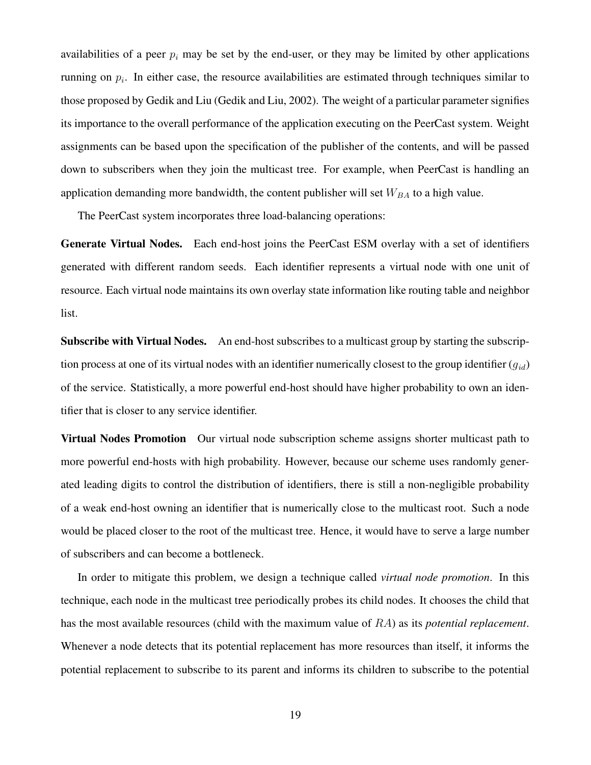availabilities of a peer $p_i$ may be set by the end-user, or they may be limited by other applications running on $p_i$. In either case, the resource availabilities are estimated through techniques similar to those proposed by Gedik and Liu (Gedik and Liu, 2002). The weight of a particular parameter signifies its importance to the overall performance of the application executing on the PeerCast system. Weight assignments can be based upon the specification of the publisher of the contents, and will be passed down to subscribers when they join the multicast tree. For example, when PeerCast is handling an application demanding more bandwidth, the content publisher will set $W_{BA}$ to a high value.

The PeerCast system incorporates three load-balancing operations:

**Generate Virtual Nodes.** Each end-host joins the PeerCast ESM overlay with a set of identifiers generated with different random seeds. Each identifier represents a virtual node with one unit of resource. Each virtual node maintains its own overlay state information like routing table and neighbor list.

**Subscribe with Virtual Nodes.** An end-host subscribes to a multicast group by starting the subscription process at one of its virtual nodes with an identifier numerically closest to the group identifier ($g_{id}$) of the service. Statistically, a more powerful end-host should have higher probability to own an identifier that is closer to any service identifier.

**Virtual Nodes Promotion** Our virtual node subscription scheme assigns shorter multicast path to more powerful end-hosts with high probability. However, because our scheme uses randomly generated leading digits to control the distribution of identifiers, there is still a non-negligible probability of a weak end-host owning an identifier that is numerically close to the multicast root. Such a node would be placed closer to the root of the multicast tree. Hence, it would have to serve a large number of subscribers and can become a bottleneck.

In order to mitigate this problem, we design a technique called *virtual node promotion*. In this technique, each node in the multicast tree periodically probes its child nodes. It chooses the child that has the most available resources (child with the maximum value of $RA$) as its *potential replacement*. Whenever a node detects that its potential replacement has more resources than itself, it informs the potential replacement to subscribe to its parent and informs its children to subscribe to the potential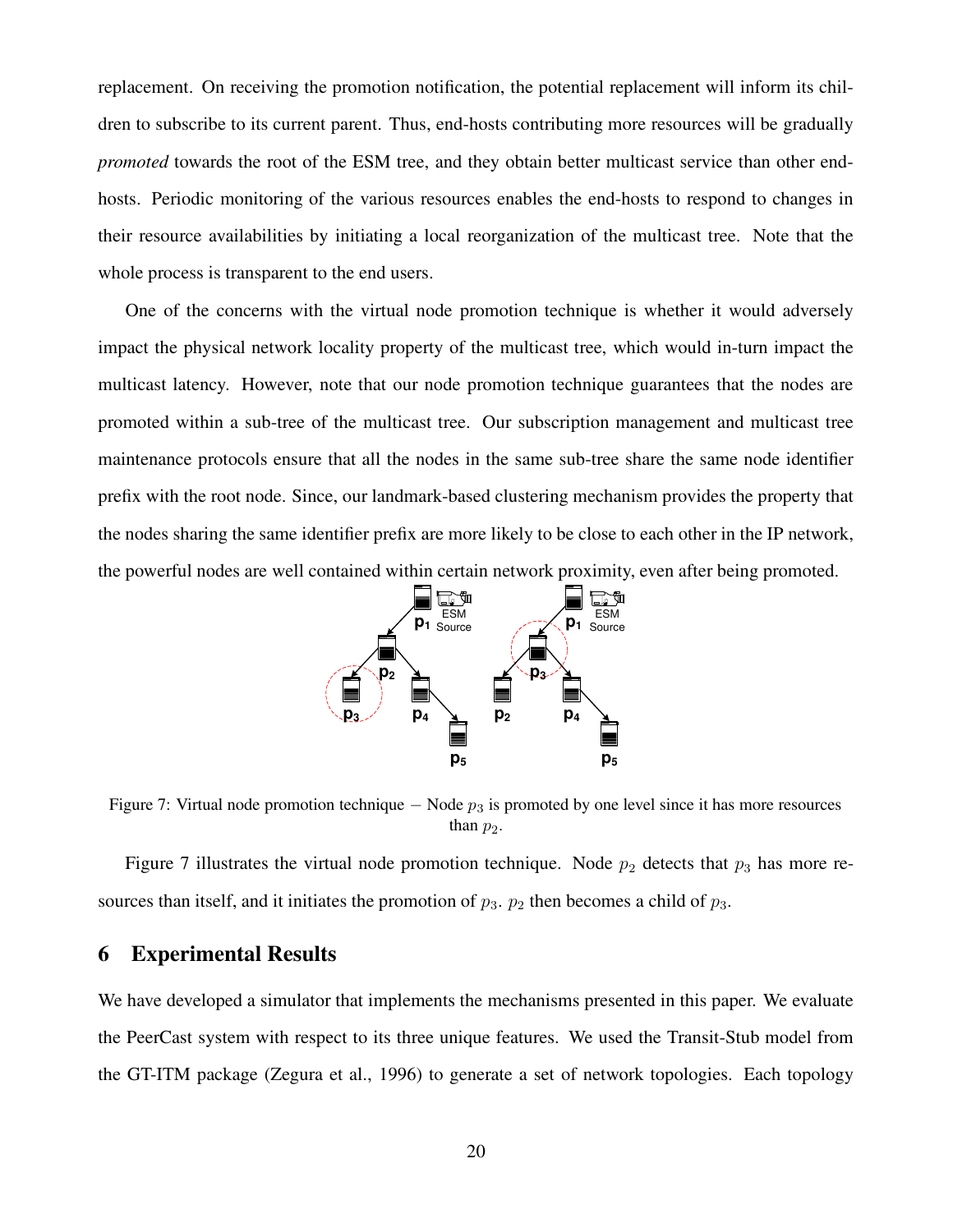replacement. On receiving the promotion notification, the potential replacement will inform its children to subscribe to its current parent. Thus, end-hosts contributing more resources will be gradually *promoted* towards the root of the ESM tree, and they obtain better multicast service than other end-hosts. Periodic monitoring of the various resources enables the end-hosts to respond to changes in their resource availabilities by initiating a local reorganization of the multicast tree. Note that the whole process is transparent to the end users.

One of the concerns with the virtual node promotion technique is whether it would adversely impact the physical network locality property of the multicast tree, which would in-turn impact the multicast latency. However, note that our node promotion technique guarantees that the nodes are promoted within a sub-tree of the multicast tree. Our subscription management and multicast tree maintenance protocols ensure that all the nodes in the same sub-tree share the same node identifier prefix with the root node. Since, our landmark-based clustering mechanism provides the property that the nodes sharing the same identifier prefix are more likely to be close to each other in the IP network, the powerful nodes are well contained within certain network proximity, even after being promoted.

Figure 7: Virtual node promotion technique − Node $p_3$ is promoted by one level since it has more resources than $p_2$.

Figure 7 illustrates the virtual node promotion technique. Node $p_2$ detects that $p_3$ has more resources than itself, and it initiates the promotion of $p_3$. $p_2$ then becomes a child of $p_3$.

## 6 Experimental Results

We have developed a simulator that implements the mechanisms presented in this paper. We evaluate the PeerCast system with respect to its three unique features. We used the Transit-Stub model from the GT-ITM package (Zegura et al., 1996) to generate a set of network topologies. Each topology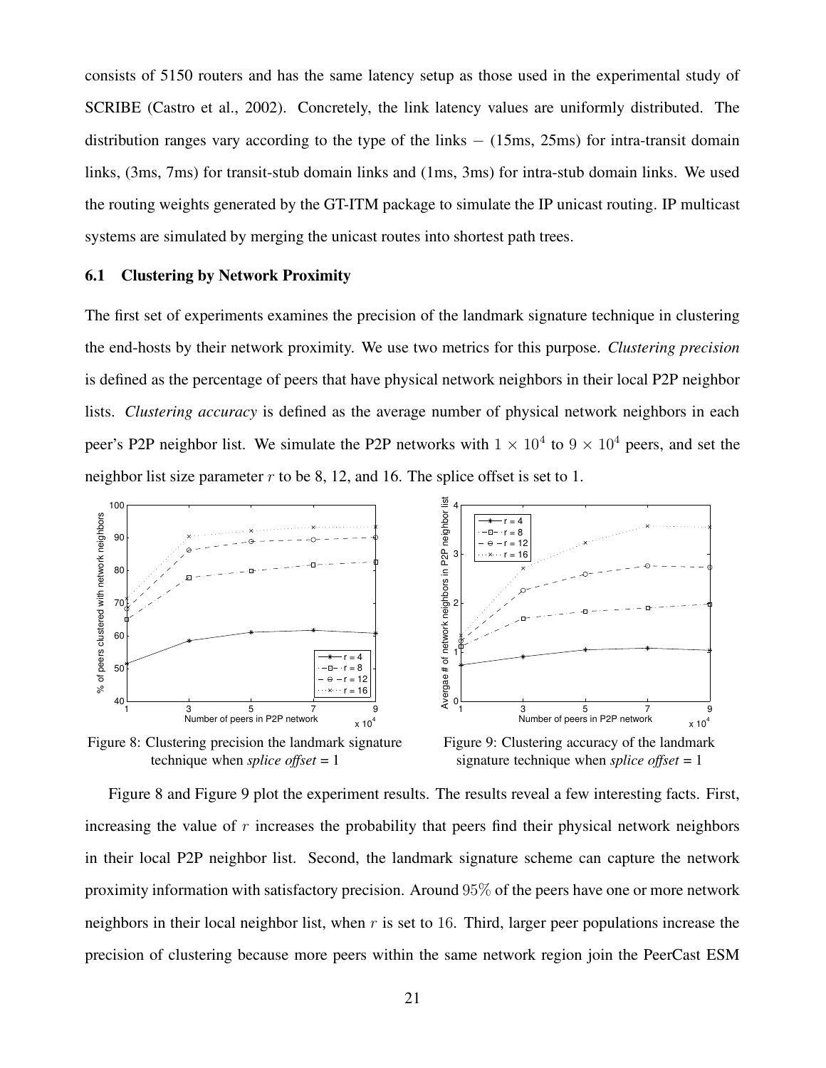consists of 5150 routers and has the same latency setup as those used in the experimental study of SCRIBE (Castro et al., 2002). Concretely, the link latency values are uniformly distributed. The distribution ranges vary according to the type of the links − (15ms, 25ms) for intra-transit domain links, (3ms, 7ms) for transit-stub domain links and (1ms, 3ms) for intra-stub domain links. We used the routing weights generated by the GT-ITM package to simulate the IP unicast routing. IP multicast systems are simulated by merging the unicast routes into shortest path trees.

### 6.1 Clustering by Network Proximity

The first set of experiments examines the precision of the landmark signature technique in clustering the end-hosts by their network proximity. We use two metrics for this purpose. *Clustering precision* is defined as the percentage of peers that have physical network neighbors in their local P2P neighbor lists. *Clustering accuracy* is defined as the average number of physical network neighbors in each peer's P2P neighbor list. We simulate the P2P networks with $1 \times 10^4$ to $9 \times 10^4$ peers, and set the neighbor list size parameter $r$ to be 8, 12, and 16. The splice offset is set to 1.

Figure 8: Clustering precision the landmark signature technique when *splice offset* = 1

Figure 9: Clustering accuracy of the landmark signature technique when *splice offset* = 1

Figure 8 and Figure 9 plot the experiment results. The results reveal a few interesting facts. First, increasing the value of $r$ increases the probability that peers find their physical network neighbors in their local P2P neighbor list. Second, the landmark signature scheme can capture the network proximity information with satisfactory precision. Around $95\%$ of the peers have one or more network neighbors in their local neighbor list, when $r$ is set to $16$. Third, larger peer populations increase the precision of clustering because more peers within the same network region join the PeerCast ESM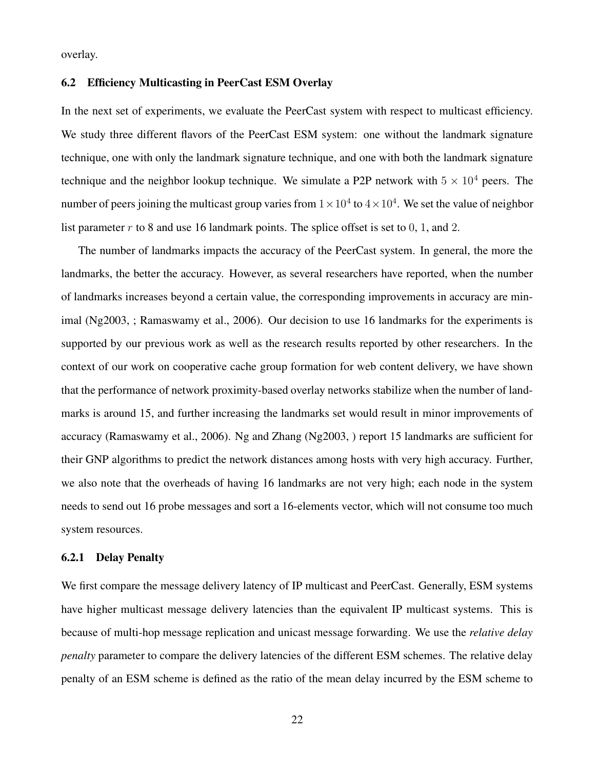overlay.

### 6.2 Efficiency Multicasting in PeerCast ESM Overlay

In the next set of experiments, we evaluate the PeerCast system with respect to multicast efficiency. We study three different flavors of the PeerCast ESM system: one without the landmark signature technique, one with only the landmark signature technique, and one with both the landmark signature technique and the neighbor lookup technique. We simulate a P2P network with $5 \times 10^4$ peers. The number of peers joining the multicast group varies from $1 \times 10^4$ to $4 \times 10^4$. We set the value of neighbor list parameter $r$ to 8 and use 16 landmark points. The splice offset is set to $0$, $1$, and $2$.

The number of landmarks impacts the accuracy of the PeerCast system. In general, the more the landmarks, the better the accuracy. However, as several researchers have reported, when the number of landmarks increases beyond a certain value, the corresponding improvements in accuracy are minimal (Ng2003, ; Ramaswamy et al., 2006). Our decision to use 16 landmarks for the experiments is supported by our previous work as well as the research results reported by other researchers. In the context of our work on cooperative cache group formation for web content delivery, we have shown that the performance of network proximity-based overlay networks stabilize when the number of landmarks is around 15, and further increasing the landmarks set would result in minor improvements of accuracy (Ramaswamy et al., 2006). Ng and Zhang (Ng2003, ) report 15 landmarks are sufficient for their GNP algorithms to predict the network distances among hosts with very high accuracy. Further, we also note that the overheads of having 16 landmarks are not very high; each node in the system needs to send out 16 probe messages and sort a 16-elements vector, which will not consume too much system resources.

#### 6.2.1 Delay Penalty

We first compare the message delivery latency of IP multicast and PeerCast. Generally, ESM systems have higher multicast message delivery latencies than the equivalent IP multicast systems. This is because of multi-hop message replication and unicast message forwarding. We use the *relative delay penalty* parameter to compare the delivery latencies of the different ESM schemes. The relative delay penalty of an ESM scheme is defined as the ratio of the mean delay incurred by the ESM scheme to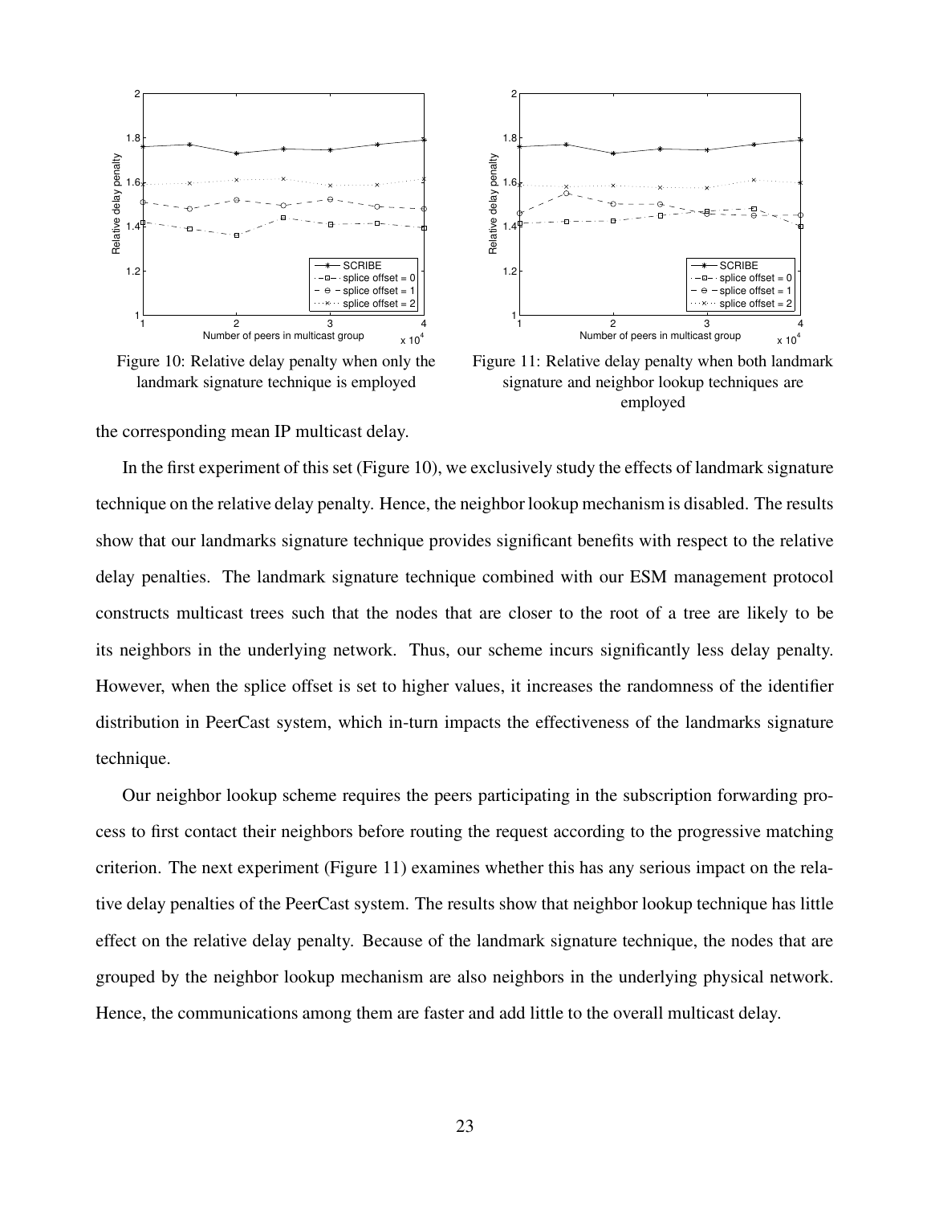Figure 10: Relative delay penalty when only the landmark signature technique is employed

Figure 11: Relative delay penalty when both landmark signature and neighbor lookup techniques are employed

the corresponding mean IP multicast delay.

In the first experiment of this set (Figure 10), we exclusively study the effects of landmark signature technique on the relative delay penalty. Hence, the neighbor lookup mechanism is disabled. The results show that our landmarks signature technique provides significant benefits with respect to the relative delay penalties. The landmark signature technique combined with our ESM management protocol constructs multicast trees such that the nodes that are closer to the root of a tree are likely to be its neighbors in the underlying network. Thus, our scheme incurs significantly less delay penalty. However, when the splice offset is set to higher values, it increases the randomness of the identifier distribution in PeerCast system, which in-turn impacts the effectiveness of the landmarks signature technique.

Our neighbor lookup scheme requires the peers participating in the subscription forwarding process to first contact their neighbors before routing the request according to the progressive matching criterion. The next experiment (Figure 11) examines whether this has any serious impact on the relative delay penalties of the PeerCast system. The results show that neighbor lookup technique has little effect on the relative delay penalty. Because of the landmark signature technique, the nodes that are grouped by the neighbor lookup mechanism are also neighbors in the underlying physical network. Hence, the communications among them are faster and add little to the overall multicast delay.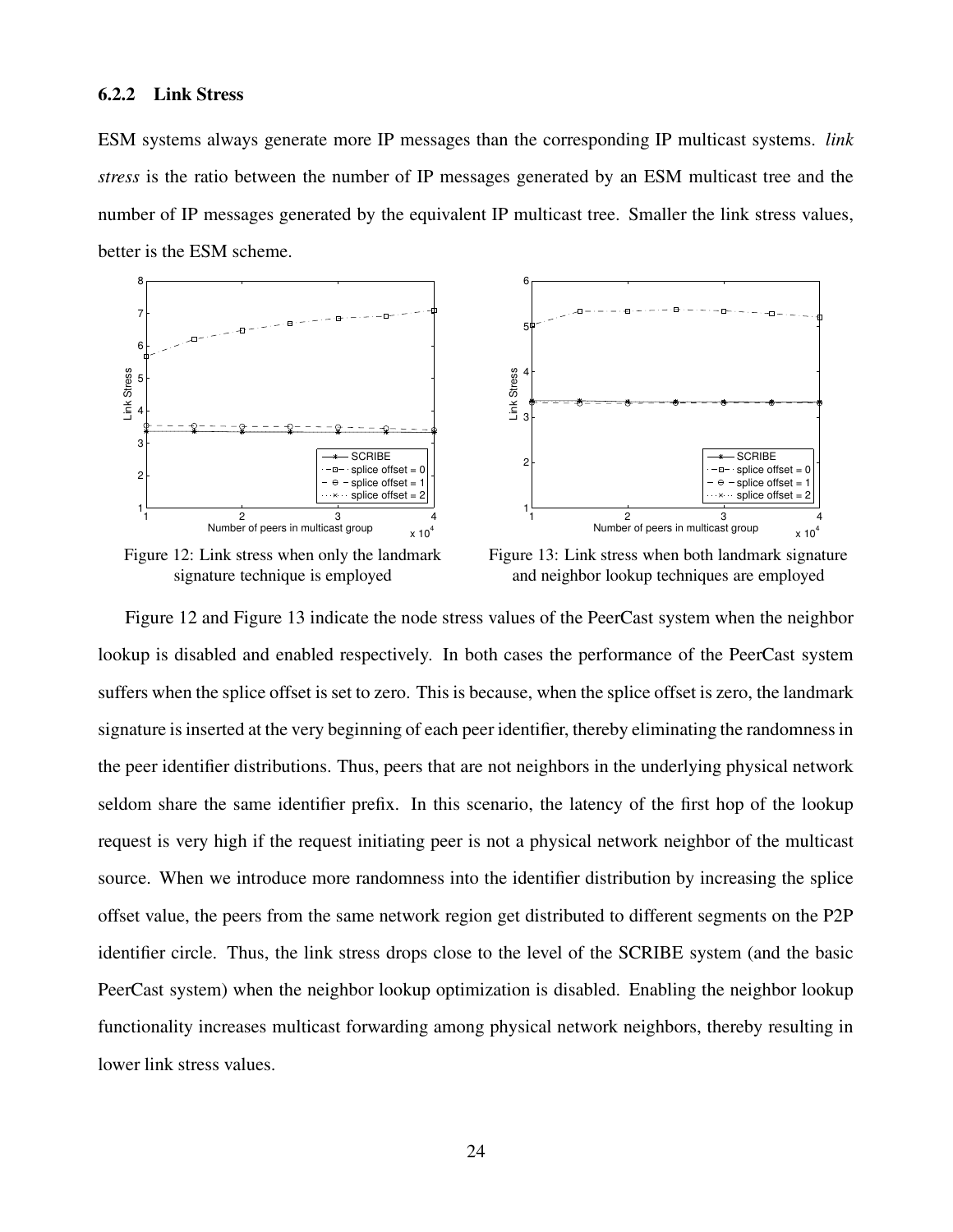### 6.2.2 Link Stress

ESM systems always generate more IP messages than the corresponding IP multicast systems. *link stress* is the ratio between the number of IP messages generated by an ESM multicast tree and the number of IP messages generated by the equivalent IP multicast tree. Smaller the link stress values, better is the ESM scheme.

Figure 12: Link stress when only the landmark signature technique is employed

Figure 13: Link stress when both landmark signature and neighbor lookup techniques are employed

Figure 12 and Figure 13 indicate the node stress values of the PeerCast system when the neighbor lookup is disabled and enabled respectively. In both cases the performance of the PeerCast system suffers when the splice offset is set to zero. This is because, when the splice offset is zero, the landmark signature is inserted at the very beginning of each peer identifier, thereby eliminating the randomness in the peer identifier distributions. Thus, peers that are not neighbors in the underlying physical network seldom share the same identifier prefix. In this scenario, the latency of the first hop of the lookup request is very high if the request initiating peer is not a physical network neighbor of the multicast source. When we introduce more randomness into the identifier distribution by increasing the splice offset value, the peers from the same network region get distributed to different segments on the P2P identifier circle. Thus, the link stress drops close to the level of the SCRIBE system (and the basic PeerCast system) when the neighbor lookup optimization is disabled. Enabling the neighbor lookup functionality increases multicast forwarding among physical network neighbors, thereby resulting in lower link stress values.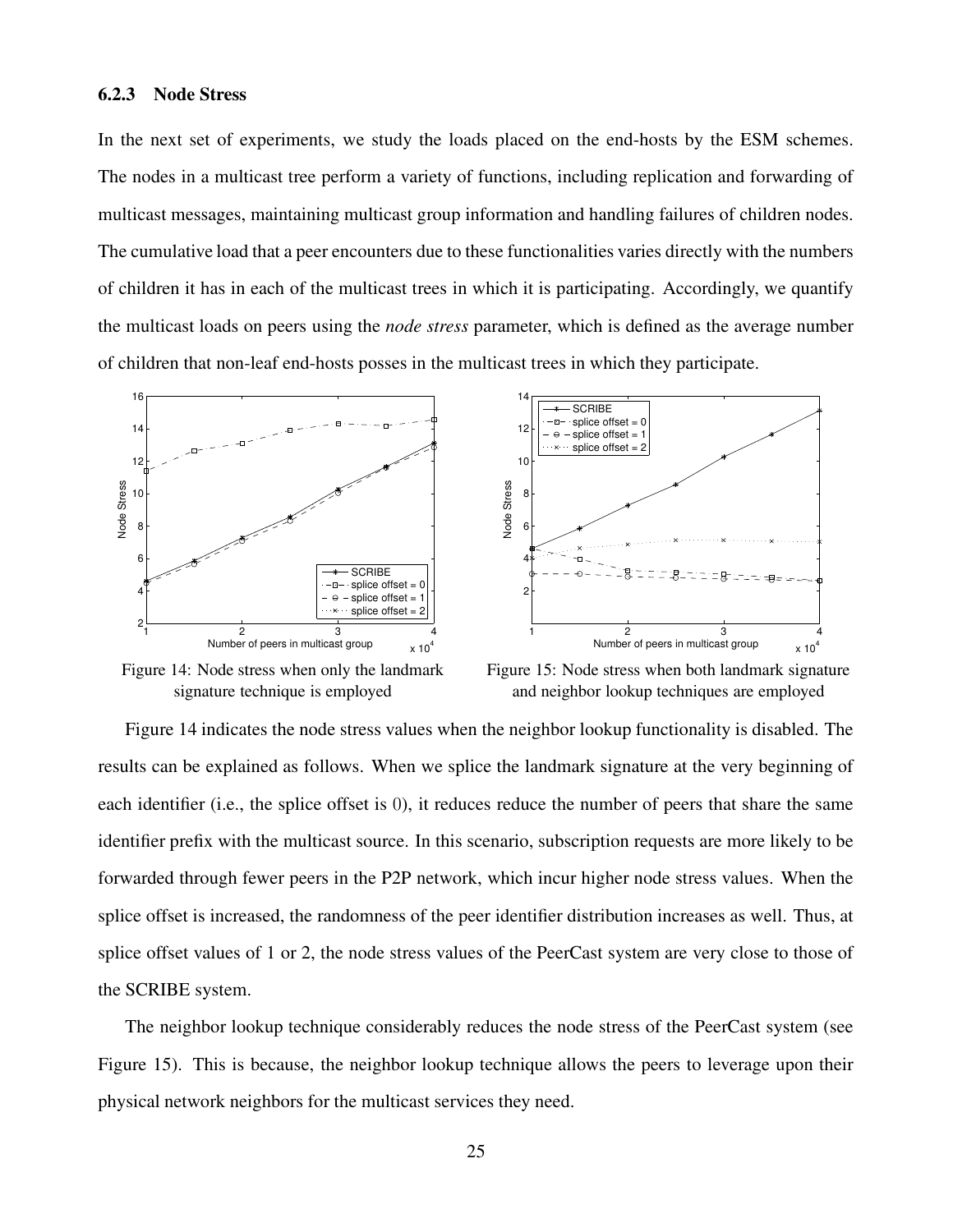### 6.2.3 Node Stress

In the next set of experiments, we study the loads placed on the end-hosts by the ESM schemes. The nodes in a multicast tree perform a variety of functions, including replication and forwarding of multicast messages, maintaining multicast group information and handling failures of children nodes. The cumulative load that a peer encounters due to these functionalities varies directly with the numbers of children it has in each of the multicast trees in which it is participating. Accordingly, we quantify the multicast loads on peers using the *node stress* parameter, which is defined as the average number of children that non-leaf end-hosts posses in the multicast trees in which they participate.

Figure 14: Node stress when only the landmark signature technique is employed

Figure 15: Node stress when both landmark signature and neighbor lookup techniques are employed

Figure 14 indicates the node stress values when the neighbor lookup functionality is disabled. The results can be explained as follows. When we splice the landmark signature at the very beginning of each identifier (i.e., the splice offset is 0), it reduces reduce the number of peers that share the same identifier prefix with the multicast source. In this scenario, subscription requests are more likely to be forwarded through fewer peers in the P2P network, which incur higher node stress values. When the splice offset is increased, the randomness of the peer identifier distribution increases as well. Thus, at splice offset values of 1 or 2, the node stress values of the PeerCast system are very close to those of the SCRIBE system.

The neighbor lookup technique considerably reduces the node stress of the PeerCast system (see Figure 15). This is because, the neighbor lookup technique allows the peers to leverage upon their physical network neighbors for the multicast services they need.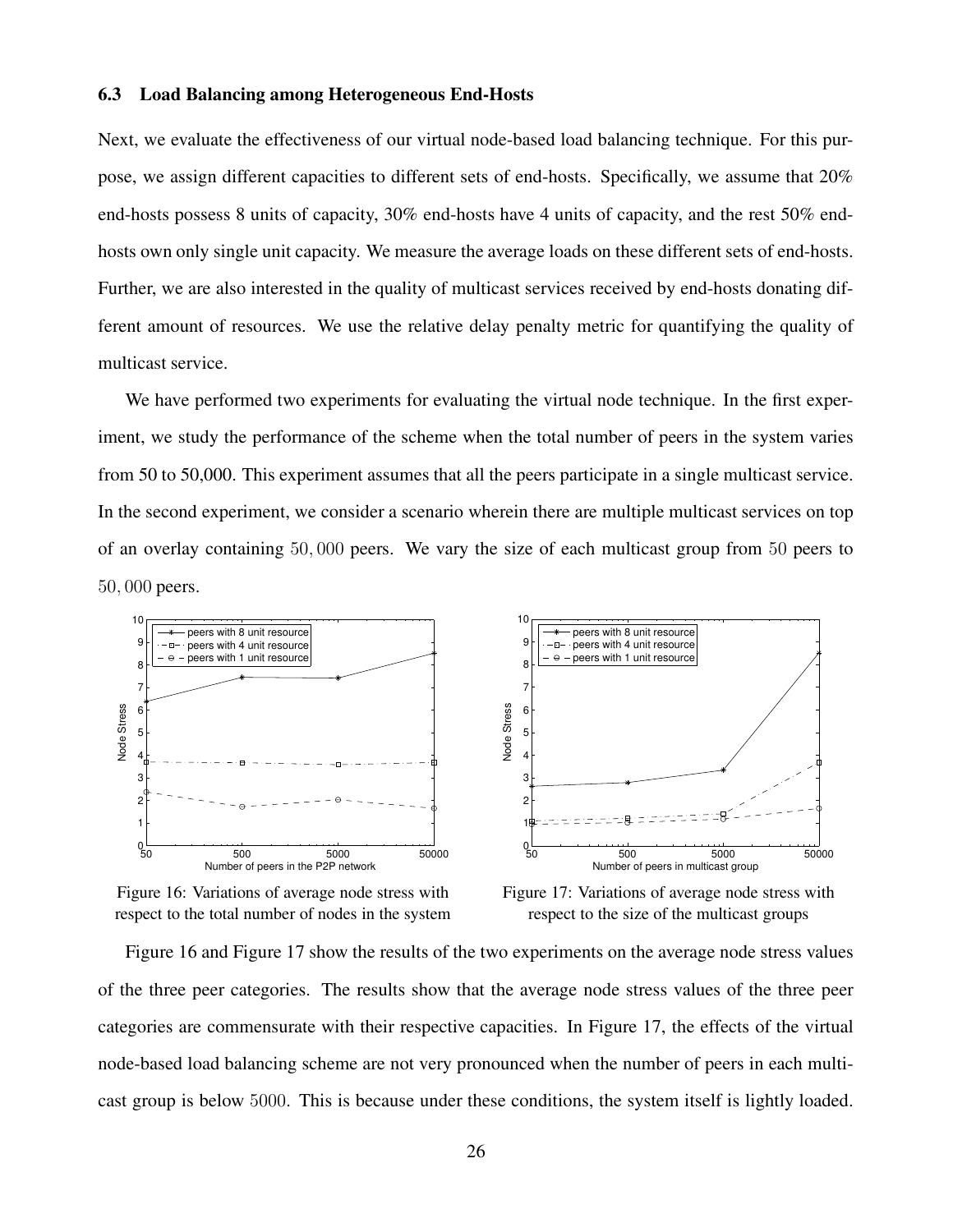### 6.3 Load Balancing among Heterogeneous End-Hosts

Next, we evaluate the effectiveness of our virtual node-based load balancing technique. For this purpose, we assign different capacities to different sets of end-hosts. Specifically, we assume that 20% end-hosts possess 8 units of capacity, 30% end-hosts have 4 units of capacity, and the rest 50% end-hosts own only single unit capacity. We measure the average loads on these different sets of end-hosts. Further, we are also interested in the quality of multicast services received by end-hosts donating different amount of resources. We use the relative delay penalty metric for quantifying the quality of multicast service.

We have performed two experiments for evaluating the virtual node technique. In the first experiment, we study the performance of the scheme when the total number of peers in the system varies from 50 to 50,000. This experiment assumes that all the peers participate in a single multicast service. In the second experiment, we consider a scenario wherein there are multiple multicast services on top of an overlay containing $50,000$ peers. We vary the size of each multicast group from $50$ peers to $50,000$ peers.

Figure 16: Variations of average node stress with respect to the total number of nodes in the system

Figure 17: Variations of average node stress with respect to the size of the multicast groups

Figure 16 and Figure 17 show the results of the two experiments on the average node stress values of the three peer categories. The results show that the average node stress values of the three peer categories are commensurate with their respective capacities. In Figure 17, the effects of the virtual node-based load balancing scheme are not very pronounced when the number of peers in each multicast group is below $5000$. This is because under these conditions, the system itself is lightly loaded.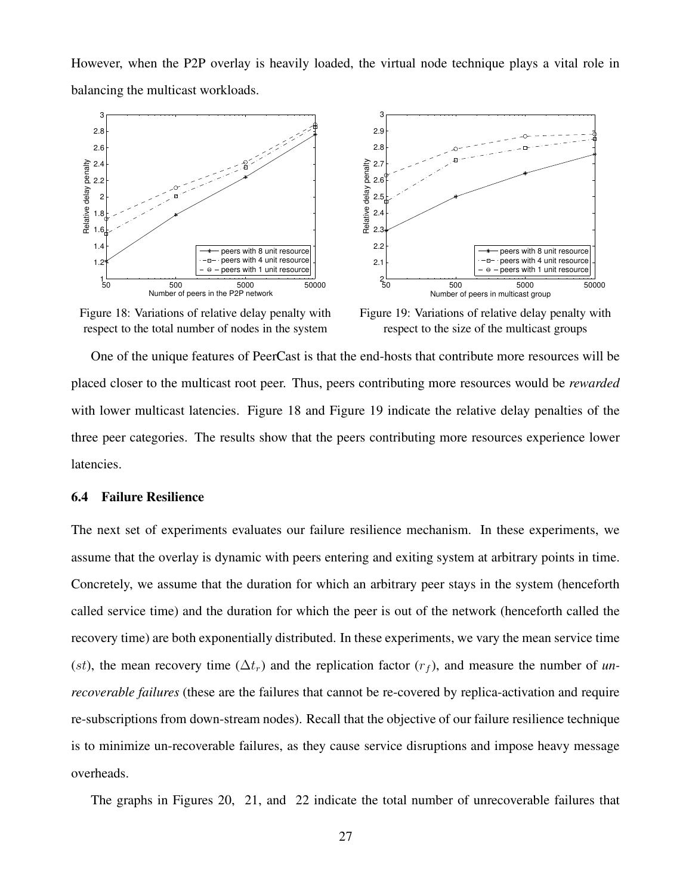However, when the P2P overlay is heavily loaded, the virtual node technique plays a vital role in balancing the multicast workloads.

Figure 18: Variations of relative delay penalty with respect to the total number of nodes in the system

Figure 19: Variations of relative delay penalty with respect to the size of the multicast groups

One of the unique features of PeerCast is that the end-hosts that contribute more resources will be placed closer to the multicast root peer. Thus, peers contributing more resources would be *rewarded* with lower multicast latencies. Figure 18 and Figure 19 indicate the relative delay penalties of the three peer categories. The results show that the peers contributing more resources experience lower latencies.

### 6.4 Failure Resilience

The next set of experiments evaluates our failure resilience mechanism. In these experiments, we assume that the overlay is dynamic with peers entering and exiting system at arbitrary points in time. Concretely, we assume that the duration for which an arbitrary peer stays in the system (henceforth called service time) and the duration for which the peer is out of the network (henceforth called the recovery time) are both exponentially distributed. In these experiments, we vary the mean service time ($st$), the mean recovery time ($\Delta t_r$) and the replication factor ($r_f$), and measure the number of *un-recoverable failures* (these are the failures that cannot be re-covered by replica-activation and require re-subscriptions from down-stream nodes). Recall that the objective of our failure resilience technique is to minimize un-recoverable failures, as they cause service disruptions and impose heavy message overheads.

The graphs in Figures 20, 21, and 22 indicate the total number of unrecoverable failures that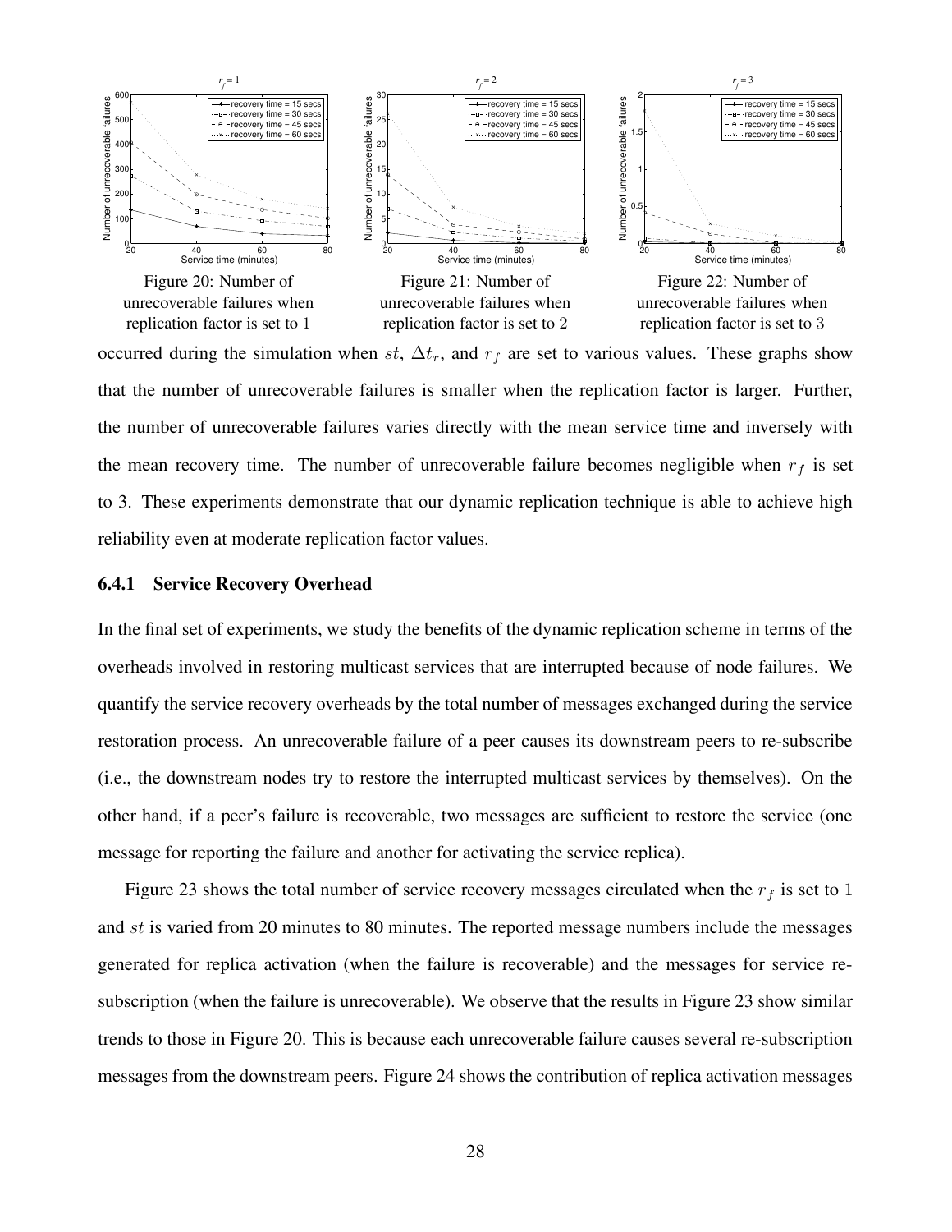Figure 20: Number of unrecoverable failures when replication factor is set to 1

Figure 21: Number of unrecoverable failures when replication factor is set to 2

Figure 22: Number of unrecoverable failures when replication factor is set to 3

occurred during the simulation when $st$, $\Delta t_r$, and $r_f$ are set to various values. These graphs show that the number of unrecoverable failures is smaller when the replication factor is larger. Further, the number of unrecoverable failures varies directly with the mean service time and inversely with the mean recovery time. The number of unrecoverable failure becomes negligible when $r_f$ is set to 3. These experiments demonstrate that our dynamic replication technique is able to achieve high reliability even at moderate replication factor values.

### 6.4.1 Service Recovery Overhead

In the final set of experiments, we study the benefits of the dynamic replication scheme in terms of the overheads involved in restoring multicast services that are interrupted because of node failures. We quantify the service recovery overheads by the total number of messages exchanged during the service restoration process. An unrecoverable failure of a peer causes its downstream peers to re-subscribe (i.e., the downstream nodes try to restore the interrupted multicast services by themselves). On the other hand, if a peer's failure is recoverable, two messages are sufficient to restore the service (one message for reporting the failure and another for activating the service replica).

Figure 23 shows the total number of service recovery messages circulated when the $r_f$ is set to 1 and $st$ is varied from 20 minutes to 80 minutes. The reported message numbers include the messages generated for replica activation (when the failure is recoverable) and the messages for service re-subscription (when the failure is unrecoverable). We observe that the results in Figure 23 show similar trends to those in Figure 20. This is because each unrecoverable failure causes several re-subscription messages from the downstream peers. Figure 24 shows the contribution of replica activation messages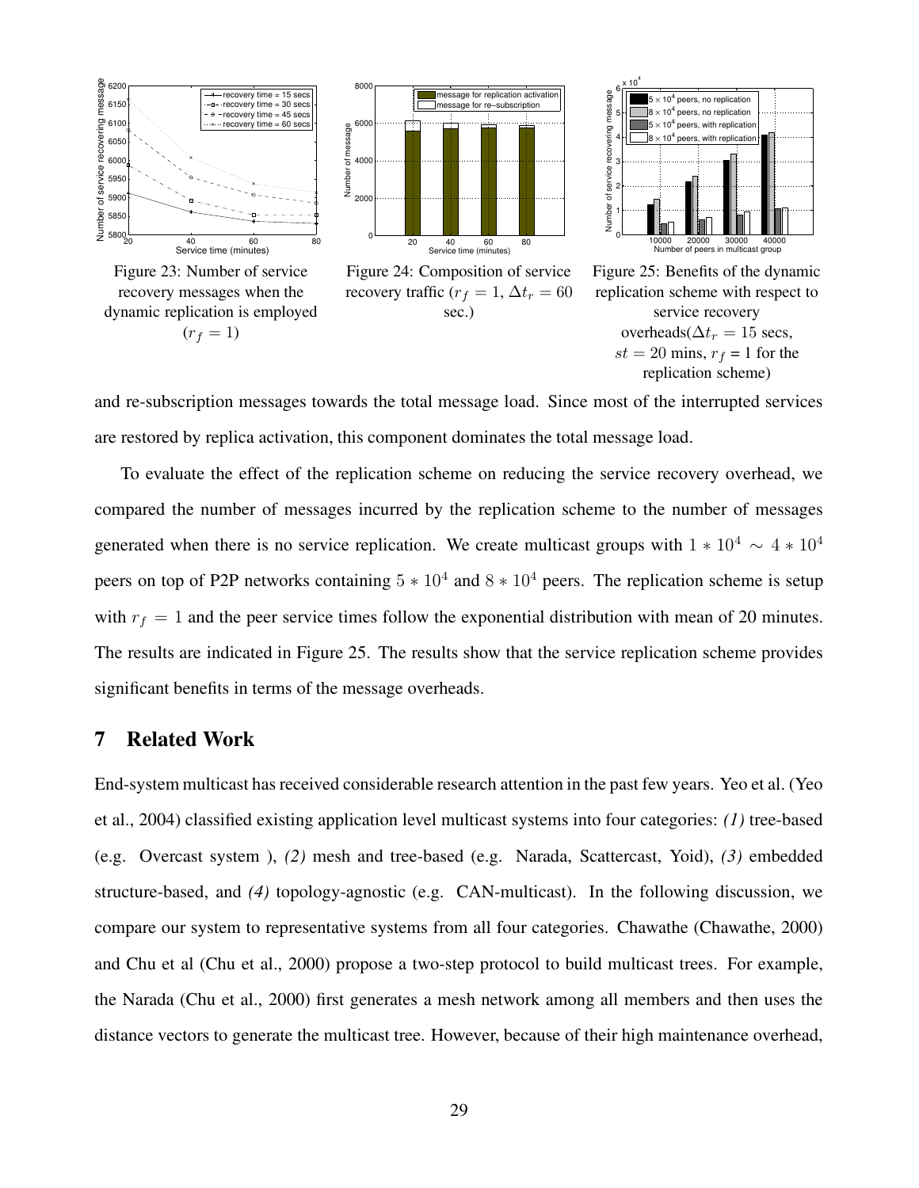Figure 23: Number of service recovery messages when the dynamic replication is employed ($r_f = 1$)

Figure 24: Composition of service recovery traffic ($r_f = 1$, $\Delta t_r = 60$ sec.)

Figure 25: Benefits of the dynamic replication scheme with respect to service recovery overheads($\Delta t_r = 15$ secs, $st = 20$ mins, $r_f$ = 1 for the replication scheme)

and re-subscription messages towards the total message load. Since most of the interrupted services are restored by replica activation, this component dominates the total message load.

To evaluate the effect of the replication scheme on reducing the service recovery overhead, we compared the number of messages incurred by the replication scheme to the number of messages generated when there is no service replication. We create multicast groups with $1 * 10^4 \sim 4 * 10^4$ peers on top of P2P networks containing $5 * 10^4$ and $8 * 10^4$ peers. The replication scheme is setup with $r_f = 1$ and the peer service times follow the exponential distribution with mean of 20 minutes. The results are indicated in Figure 25. The results show that the service replication scheme provides significant benefits in terms of the message overheads.

## 7 Related Work

End-system multicast has received considerable research attention in the past few years. Yeo et al. (Yeo et al., 2004) classified existing application level multicast systems into four categories: *(1)* tree-based (e.g. Overcast system ), *(2)* mesh and tree-based (e.g. Narada, Scattercast, Yoid), *(3)* embedded structure-based, and *(4)* topology-agnostic (e.g. CAN-multicast). In the following discussion, we compare our system to representative systems from all four categories. Chawathe (Chawathe, 2000) and Chu et al (Chu et al., 2000) propose a two-step protocol to build multicast trees. For example, the Narada (Chu et al., 2000) first generates a mesh network among all members and then uses the distance vectors to generate the multicast tree. However, because of their high maintenance overhead,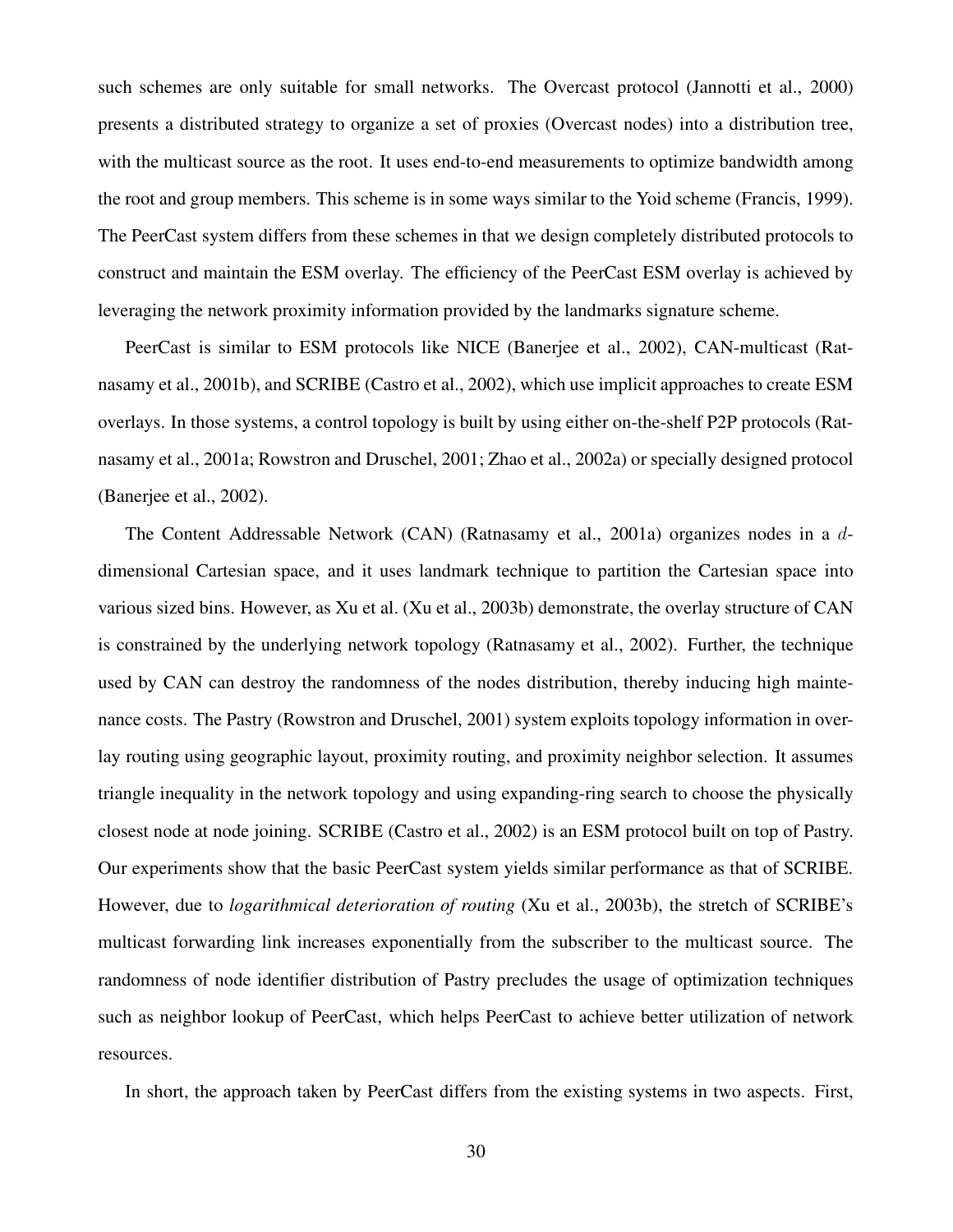such schemes are only suitable for small networks. The Overcast protocol (Jannotti et al., 2000) presents a distributed strategy to organize a set of proxies (Overcast nodes) into a distribution tree, with the multicast source as the root. It uses end-to-end measurements to optimize bandwidth among the root and group members. This scheme is in some ways similar to the Yoid scheme (Francis, 1999). The PeerCast system differs from these schemes in that we design completely distributed protocols to construct and maintain the ESM overlay. The efficiency of the PeerCast ESM overlay is achieved by leveraging the network proximity information provided by the landmarks signature scheme.

PeerCast is similar to ESM protocols like NICE (Banerjee et al., 2002), CAN-multicast (Ratnasamy et al., 2001b), and SCRIBE (Castro et al., 2002), which use implicit approaches to create ESM overlays. In those systems, a control topology is built by using either on-the-shelf P2P protocols (Ratnasamy et al., 2001a; Rowstron and Druschel, 2001; Zhao et al., 2002a) or specially designed protocol (Banerjee et al., 2002).

The Content Addressable Network (CAN) (Ratnasamy et al., 2001a) organizes nodes in a $d$-dimensional Cartesian space, and it uses landmark technique to partition the Cartesian space into various sized bins. However, as Xu et al. (Xu et al., 2003b) demonstrate, the overlay structure of CAN is constrained by the underlying network topology (Ratnasamy et al., 2002). Further, the technique used by CAN can destroy the randomness of the nodes distribution, thereby inducing high maintenance costs. The Pastry (Rowstron and Druschel, 2001) system exploits topology information in overlay routing using geographic layout, proximity routing, and proximity neighbor selection. It assumes triangle inequality in the network topology and using expanding-ring search to choose the physically closest node at node joining. SCRIBE (Castro et al., 2002) is an ESM protocol built on top of Pastry. Our experiments show that the basic PeerCast system yields similar performance as that of SCRIBE. However, due to *logarithmical deterioration of routing* (Xu et al., 2003b), the stretch of SCRIBE's multicast forwarding link increases exponentially from the subscriber to the multicast source. The randomness of node identifier distribution of Pastry precludes the usage of optimization techniques such as neighbor lookup of PeerCast, which helps PeerCast to achieve better utilization of network resources.

In short, the approach taken by PeerCast differs from the existing systems in two aspects. First,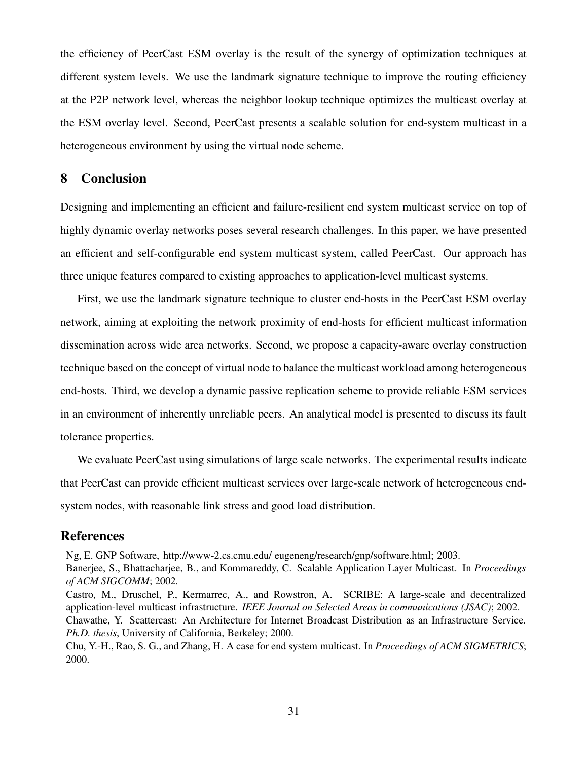the efficiency of PeerCast ESM overlay is the result of the synergy of optimization techniques at different system levels. We use the landmark signature technique to improve the routing efficiency at the P2P network level, whereas the neighbor lookup technique optimizes the multicast overlay at the ESM overlay level. Second, PeerCast presents a scalable solution for end-system multicast in a heterogeneous environment by using the virtual node scheme.

## 8 Conclusion

Designing and implementing an efficient and failure-resilient end system multicast service on top of highly dynamic overlay networks poses several research challenges. In this paper, we have presented an efficient and self-configurable end system multicast system, called PeerCast. Our approach has three unique features compared to existing approaches to application-level multicast systems.

First, we use the landmark signature technique to cluster end-hosts in the PeerCast ESM overlay network, aiming at exploiting the network proximity of end-hosts for efficient multicast information dissemination across wide area networks. Second, we propose a capacity-aware overlay construction technique based on the concept of virtual node to balance the multicast workload among heterogeneous end-hosts. Third, we develop a dynamic passive replication scheme to provide reliable ESM services in an environment of inherently unreliable peers. An analytical model is presented to discuss its fault tolerance properties.

We evaluate PeerCast using simulations of large scale networks. The experimental results indicate that PeerCast can provide efficient multicast services over large-scale network of heterogeneous end-system nodes, with reasonable link stress and good load distribution.

## References

Ng, E. GNP Software, http://www-2.cs.cmu.edu/ eugeneng/research/gnp/software.html; 2003.

Banerjee, S., Bhattacharjee, B., and Kommareddy, C. Scalable Application Layer Multicast. In *Proceedings of ACM SIGCOMM*; 2002.

Castro, M., Druschel, P., Kermarrec, A., and Rowstron, A. SCRIBE: A large-scale and decentralized application-level multicast infrastructure. *IEEE Journal on Selected Areas in communications (JSAC)*; 2002.

Chawathe, Y. Scattercast: An Architecture for Internet Broadcast Distribution as an Infrastructure Service. *Ph.D. thesis*, University of California, Berkeley; 2000.

Chu, Y.-H., Rao, S. G., and Zhang, H. A case for end system multicast. In *Proceedings of ACM SIGMETRICS*; 2000.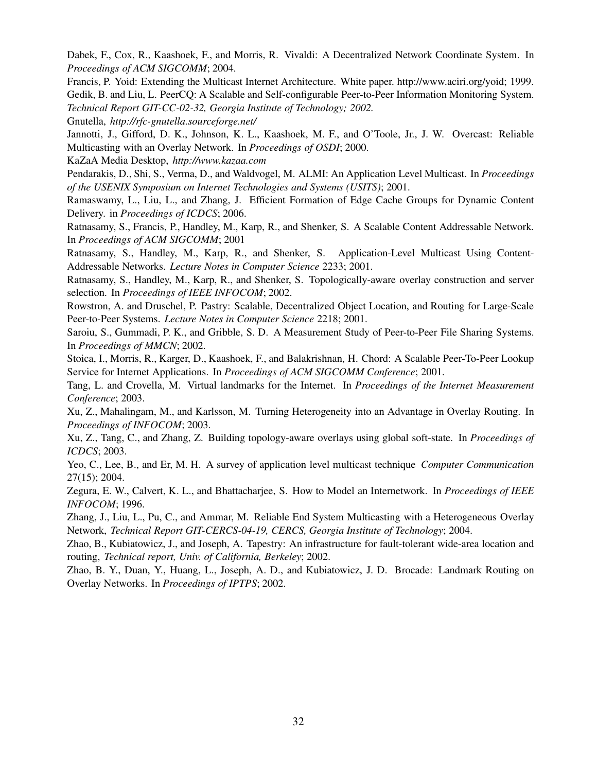Dabek, F., Cox, R., Kaashoek, F., and Morris, R. Vivaldi: A Decentralized Network Coordinate System. In *Proceedings of ACM SIGCOMM*; 2004.

Francis, P. Yoid: Extending the Multicast Internet Architecture. White paper. http://www.aciri.org/yoid; 1999.

Gedik, B. and Liu, L. PeerCQ: A Scalable and Self-configurable Peer-to-Peer Information Monitoring System. *Technical Report GIT-CC-02-32, Georgia Institute of Technology; 2002.*

Gnutella, *http://rfc-gnutella.sourceforge.net/*

Jannotti, J., Gifford, D. K., Johnson, K. L., Kaashoek, M. F., and O'Toole, Jr., J. W. Overcast: Reliable Multicasting with an Overlay Network. In *Proceedings of OSDI*; 2000.

KaZaA Media Desktop, *http://www.kazaa.com*

Pendarakis, D., Shi, S., Verma, D., and Waldvogel, M. ALMI: An Application Level Multicast. In *Proceedings of the USENIX Symposium on Internet Technologies and Systems (USITS)*; 2001.

Ramaswamy, L., Liu, L., and Zhang, J. Efficient Formation of Edge Cache Groups for Dynamic Content Delivery. in *Proceedings of ICDCS*; 2006.

Ratnasamy, S., Francis, P., Handley, M., Karp, R., and Shenker, S. A Scalable Content Addressable Network. In *Proceedings of ACM SIGCOMM*; 2001

Ratnasamy, S., Handley, M., Karp, R., and Shenker, S. Application-Level Multicast Using Content-Addressable Networks. *Lecture Notes in Computer Science* 2233; 2001.

Ratnasamy, S., Handley, M., Karp, R., and Shenker, S. Topologically-aware overlay construction and server selection. In *Proceedings of IEEE INFOCOM*; 2002.

Rowstron, A. and Druschel, P. Pastry: Scalable, Decentralized Object Location, and Routing for Large-Scale Peer-to-Peer Systems. *Lecture Notes in Computer Science* 2218; 2001.

Saroiu, S., Gummadi, P. K., and Gribble, S. D. A Measurement Study of Peer-to-Peer File Sharing Systems. In *Proceedings of MMCN*; 2002.

Stoica, I., Morris, R., Karger, D., Kaashoek, F., and Balakrishnan, H. Chord: A Scalable Peer-To-Peer Lookup Service for Internet Applications. In *Proceedings of ACM SIGCOMM Conference*; 2001.

Tang, L. and Crovella, M. Virtual landmarks for the Internet. In *Proceedings of the Internet Measurement Conference*; 2003.

Xu, Z., Mahalingam, M., and Karlsson, M. Turning Heterogeneity into an Advantage in Overlay Routing. In *Proceedings of INFOCOM*; 2003.

Xu, Z., Tang, C., and Zhang, Z. Building topology-aware overlays using global soft-state. In *Proceedings of ICDCS*; 2003.

Yeo, C., Lee, B., and Er, M. H. A survey of application level multicast technique *Computer Communication* 27(15); 2004.

Zegura, E. W., Calvert, K. L., and Bhattacharjee, S. How to Model an Internetwork. In *Proceedings of IEEE INFOCOM*; 1996.

Zhang, J., Liu, L., Pu, C., and Ammar, M. Reliable End System Multicasting with a Heterogeneous Overlay Network, *Technical Report GIT-CERCS-04-19, CERCS, Georgia Institute of Technology*; 2004.

Zhao, B., Kubiatowicz, J., and Joseph, A. Tapestry: An infrastructure for fault-tolerant wide-area location and routing, *Technical report, Univ. of California, Berkeley*; 2002.

Zhao, B. Y., Duan, Y., Huang, L., Joseph, A. D., and Kubiatowicz, J. D. Brocade: Landmark Routing on Overlay Networks. In *Proceedings of IPTPS*; 2002.